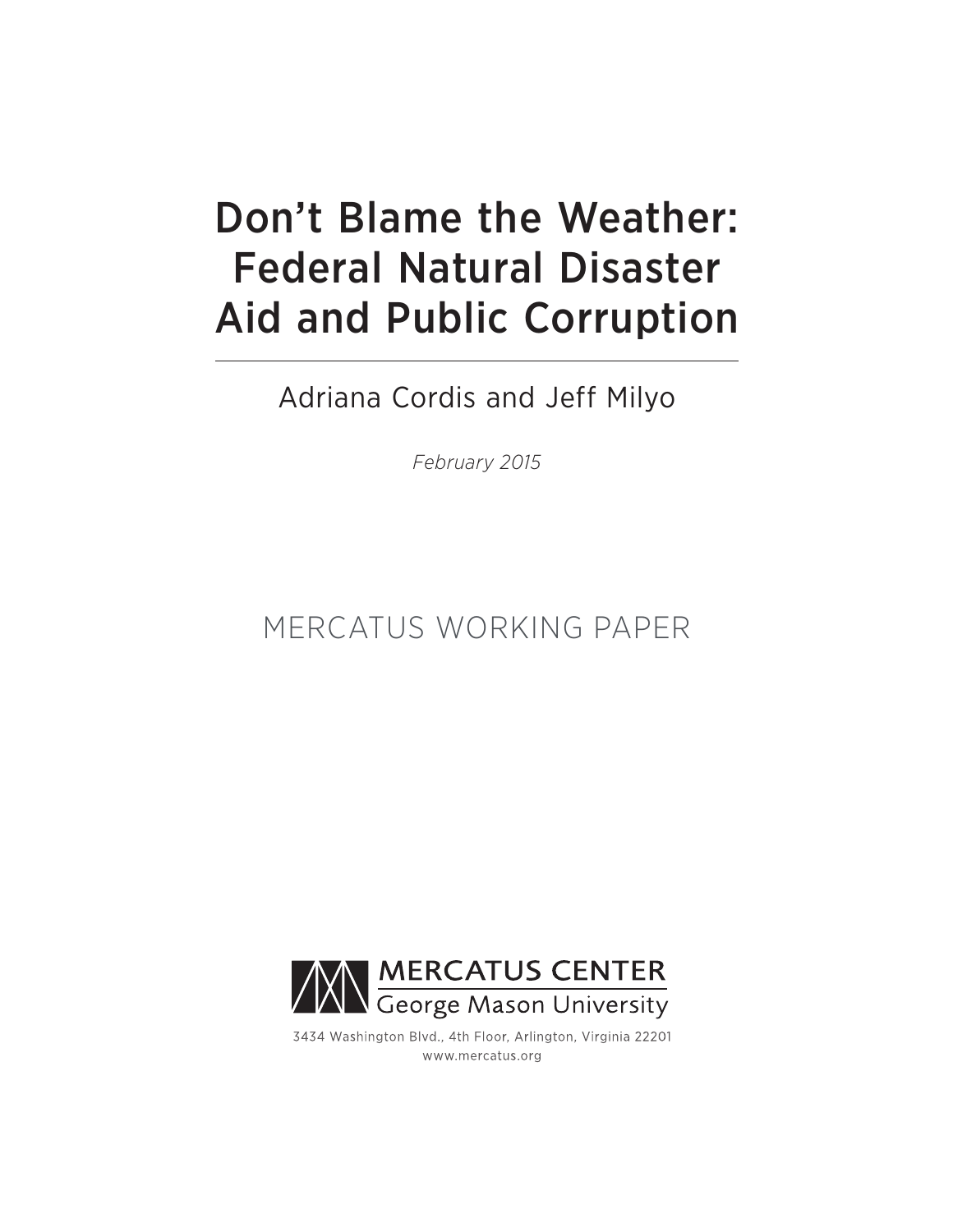# Don't Blame the Weather: Federal Natural Disaster Aid and Public Corruption

Adriana Cordis and Jeff Milyo

*February 2015*

MERCATUS WORKING PAPER

MERCATUS CENTER
George Mason University

3434 Washington Blvd., 4th Floor, Arlington, Virginia 22201
www.mercatus.org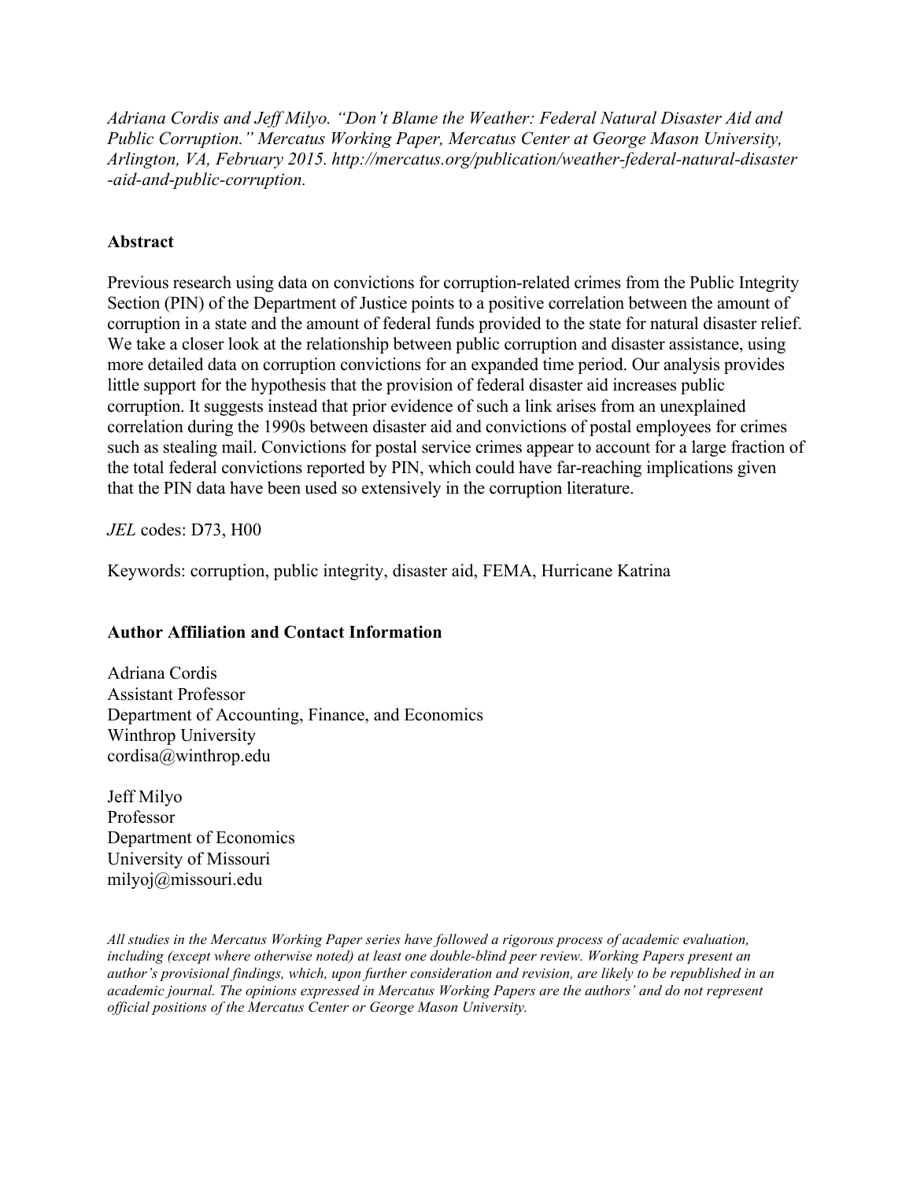*Adriana Cordis and Jeff Milyo. "Don't Blame the Weather: Federal Natural Disaster Aid and Public Corruption." Mercatus Working Paper, Mercatus Center at George Mason University, Arlington, VA, February 2015. http://mercatus.org/publication/weather-federal-natural-disaster-aid-and-public-corruption.*

## Abstract

Previous research using data on convictions for corruption-related crimes from the Public Integrity Section (PIN) of the Department of Justice points to a positive correlation between the amount of corruption in a state and the amount of federal funds provided to the state for natural disaster relief. We take a closer look at the relationship between public corruption and disaster assistance, using more detailed data on corruption convictions for an expanded time period. Our analysis provides little support for the hypothesis that the provision of federal disaster aid increases public corruption. It suggests instead that prior evidence of such a link arises from an unexplained correlation during the 1990s between disaster aid and convictions of postal employees for crimes such as stealing mail. Convictions for postal service crimes appear to account for a large fraction of the total federal convictions reported by PIN, which could have far-reaching implications given that the PIN data have been used so extensively in the corruption literature.

*JEL* codes: D73, H00

Keywords: corruption, public integrity, disaster aid, FEMA, Hurricane Katrina

## Author Affiliation and Contact Information

Adriana Cordis
Assistant Professor
Department of Accounting, Finance, and Economics
Winthrop University
cordisa@winthrop.edu

Jeff Milyo
Professor
Department of Economics
University of Missouri
milyoj@missouri.edu

*All studies in the Mercatus Working Paper series have followed a rigorous process of academic evaluation, including (except where otherwise noted) at least one double-blind peer review. Working Papers present an author's provisional findings, which, upon further consideration and revision, are likely to be republished in an academic journal. The opinions expressed in Mercatus Working Papers are the authors' and do not represent official positions of the Mercatus Center or George Mason University.*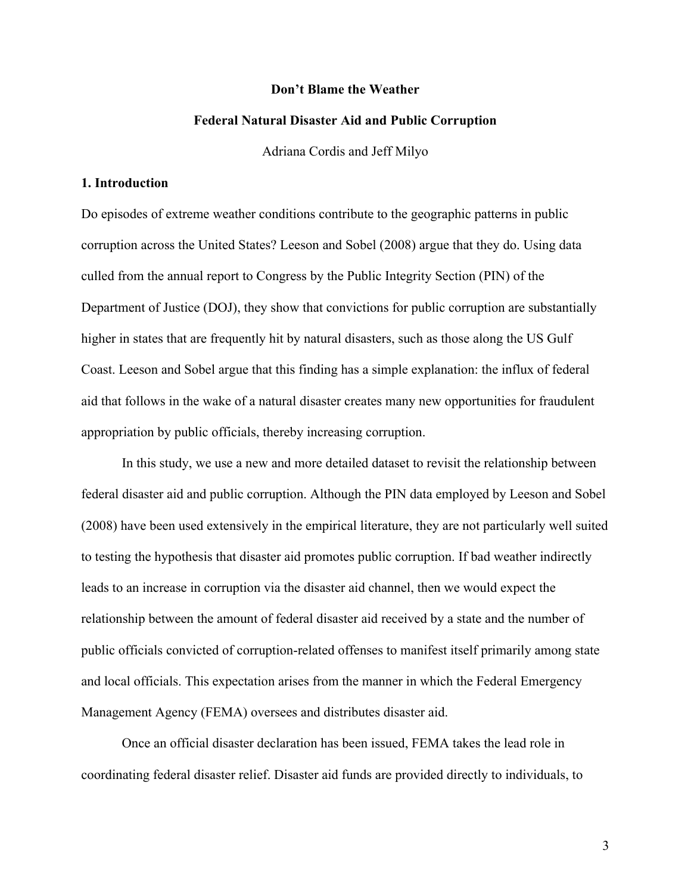**Don't Blame the Weather**

**Federal Natural Disaster Aid and Public Corruption**

Adriana Cordis and Jeff Milyo

## 1. Introduction

Do episodes of extreme weather conditions contribute to the geographic patterns in public corruption across the United States? Leeson and Sobel (2008) argue that they do. Using data culled from the annual report to Congress by the Public Integrity Section (PIN) of the Department of Justice (DOJ), they show that convictions for public corruption are substantially higher in states that are frequently hit by natural disasters, such as those along the US Gulf Coast. Leeson and Sobel argue that this finding has a simple explanation: the influx of federal aid that follows in the wake of a natural disaster creates many new opportunities for fraudulent appropriation by public officials, thereby increasing corruption.

In this study, we use a new and more detailed dataset to revisit the relationship between federal disaster aid and public corruption. Although the PIN data employed by Leeson and Sobel (2008) have been used extensively in the empirical literature, they are not particularly well suited to testing the hypothesis that disaster aid promotes public corruption. If bad weather indirectly leads to an increase in corruption via the disaster aid channel, then we would expect the relationship between the amount of federal disaster aid received by a state and the number of public officials convicted of corruption-related offenses to manifest itself primarily among state and local officials. This expectation arises from the manner in which the Federal Emergency Management Agency (FEMA) oversees and distributes disaster aid.

Once an official disaster declaration has been issued, FEMA takes the lead role in coordinating federal disaster relief. Disaster aid funds are provided directly to individuals, to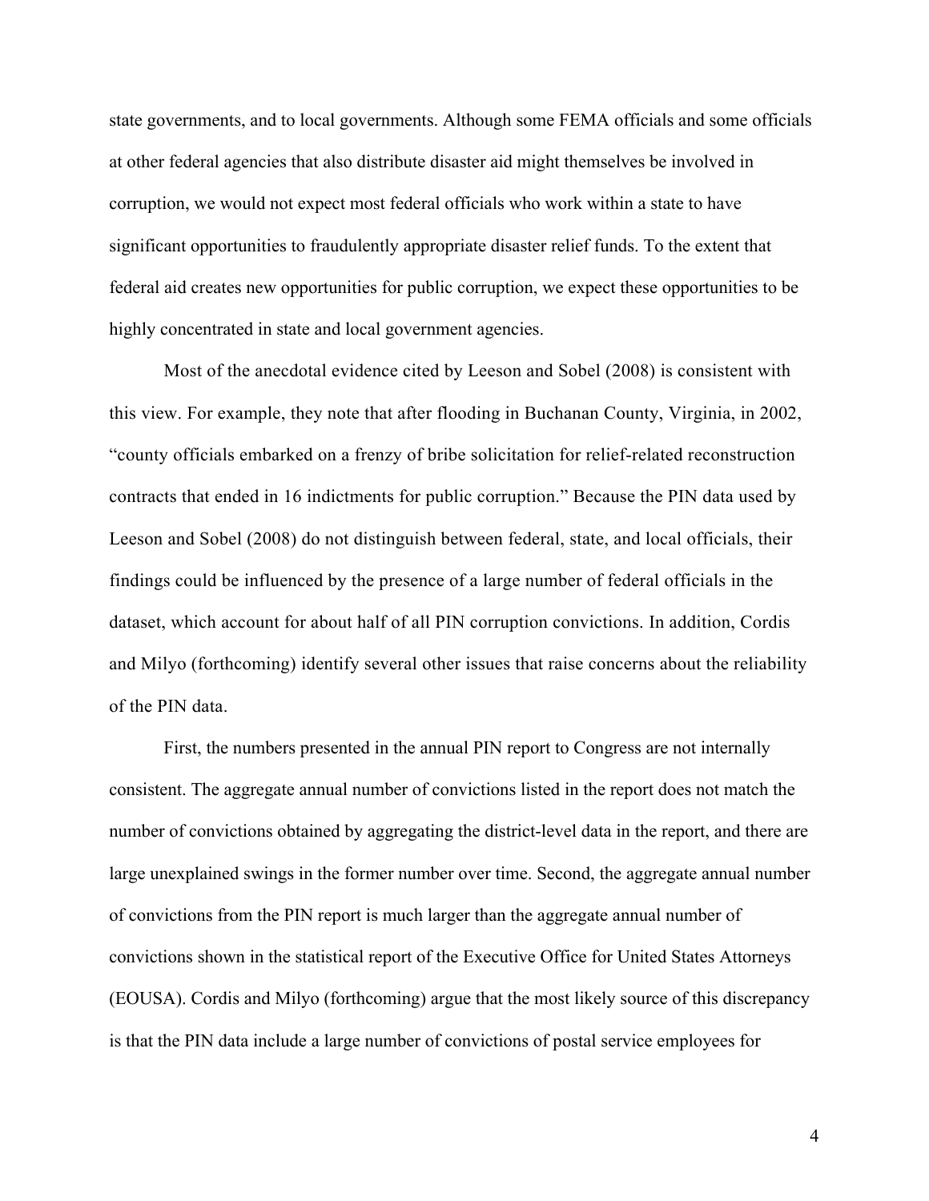state governments, and to local governments. Although some FEMA officials and some officials at other federal agencies that also distribute disaster aid might themselves be involved in corruption, we would not expect most federal officials who work within a state to have significant opportunities to fraudulently appropriate disaster relief funds. To the extent that federal aid creates new opportunities for public corruption, we expect these opportunities to be highly concentrated in state and local government agencies.

Most of the anecdotal evidence cited by Leeson and Sobel (2008) is consistent with this view. For example, they note that after flooding in Buchanan County, Virginia, in 2002, "county officials embarked on a frenzy of bribe solicitation for relief-related reconstruction contracts that ended in 16 indictments for public corruption." Because the PIN data used by Leeson and Sobel (2008) do not distinguish between federal, state, and local officials, their findings could be influenced by the presence of a large number of federal officials in the dataset, which account for about half of all PIN corruption convictions. In addition, Cordis and Milyo (forthcoming) identify several other issues that raise concerns about the reliability of the PIN data.

First, the numbers presented in the annual PIN report to Congress are not internally consistent. The aggregate annual number of convictions listed in the report does not match the number of convictions obtained by aggregating the district-level data in the report, and there are large unexplained swings in the former number over time. Second, the aggregate annual number of convictions from the PIN report is much larger than the aggregate annual number of convictions shown in the statistical report of the Executive Office for United States Attorneys (EOUSA). Cordis and Milyo (forthcoming) argue that the most likely source of this discrepancy is that the PIN data include a large number of convictions of postal service employees for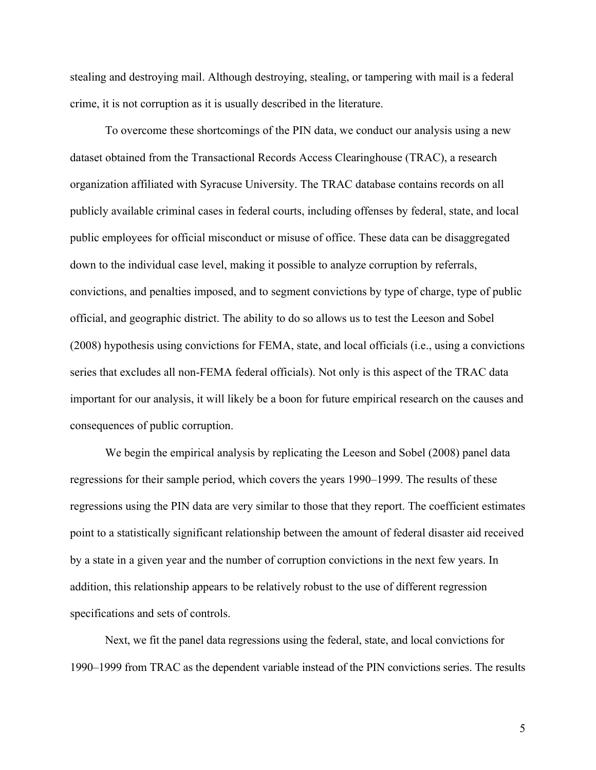stealing and destroying mail. Although destroying, stealing, or tampering with mail is a federal crime, it is not corruption as it is usually described in the literature.

To overcome these shortcomings of the PIN data, we conduct our analysis using a new dataset obtained from the Transactional Records Access Clearinghouse (TRAC), a research organization affiliated with Syracuse University. The TRAC database contains records on all publicly available criminal cases in federal courts, including offenses by federal, state, and local public employees for official misconduct or misuse of office. These data can be disaggregated down to the individual case level, making it possible to analyze corruption by referrals, convictions, and penalties imposed, and to segment convictions by type of charge, type of public official, and geographic district. The ability to do so allows us to test the Leeson and Sobel (2008) hypothesis using convictions for FEMA, state, and local officials (i.e., using a convictions series that excludes all non-FEMA federal officials). Not only is this aspect of the TRAC data important for our analysis, it will likely be a boon for future empirical research on the causes and consequences of public corruption.

We begin the empirical analysis by replicating the Leeson and Sobel (2008) panel data regressions for their sample period, which covers the years 1990–1999. The results of these regressions using the PIN data are very similar to those that they report. The coefficient estimates point to a statistically significant relationship between the amount of federal disaster aid received by a state in a given year and the number of corruption convictions in the next few years. In addition, this relationship appears to be relatively robust to the use of different regression specifications and sets of controls.

Next, we fit the panel data regressions using the federal, state, and local convictions for 1990–1999 from TRAC as the dependent variable instead of the PIN convictions series. The results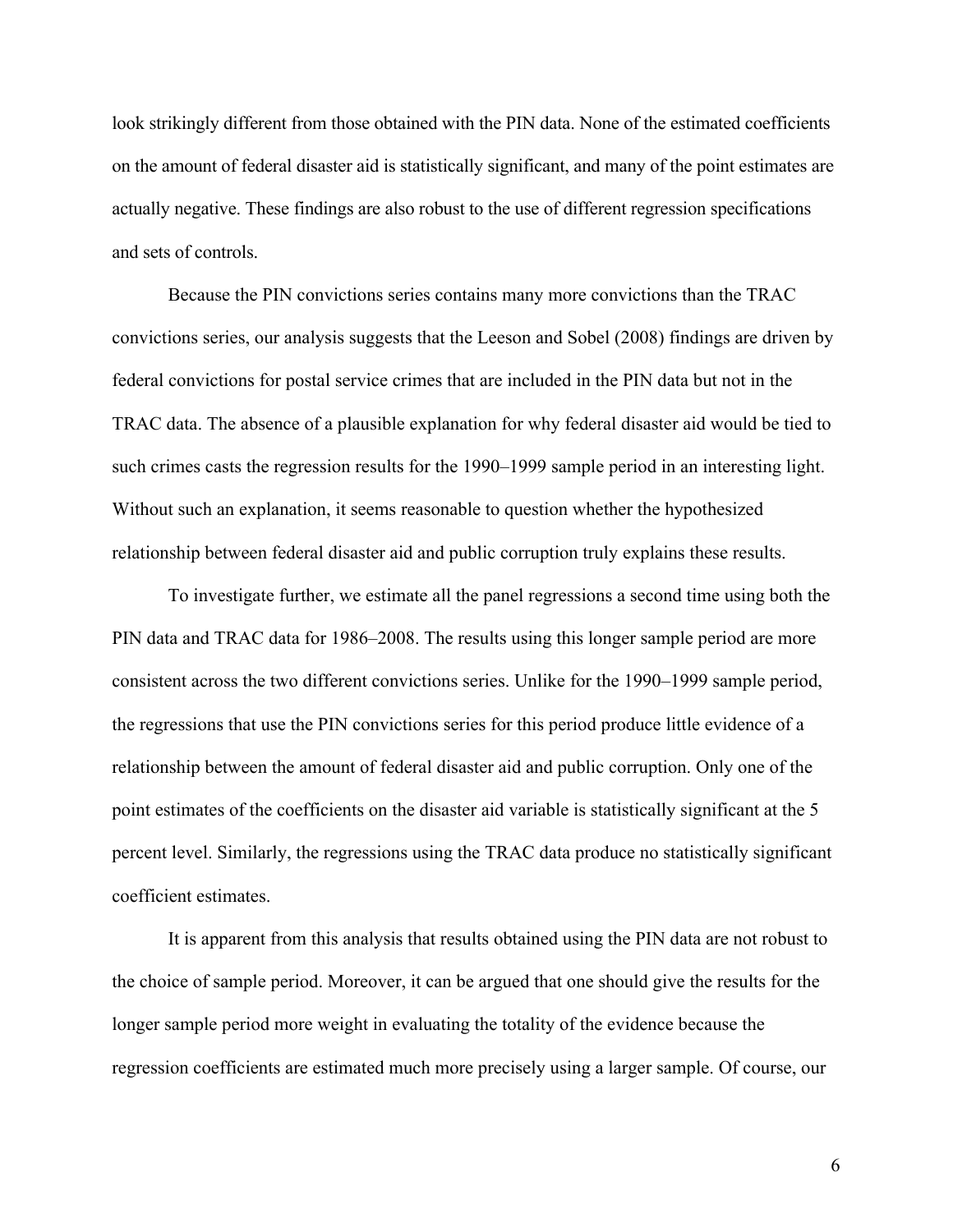look strikingly different from those obtained with the PIN data. None of the estimated coefficients on the amount of federal disaster aid is statistically significant, and many of the point estimates are actually negative. These findings are also robust to the use of different regression specifications and sets of controls.

Because the PIN convictions series contains many more convictions than the TRAC convictions series, our analysis suggests that the Leeson and Sobel (2008) findings are driven by federal convictions for postal service crimes that are included in the PIN data but not in the TRAC data. The absence of a plausible explanation for why federal disaster aid would be tied to such crimes casts the regression results for the 1990–1999 sample period in an interesting light. Without such an explanation, it seems reasonable to question whether the hypothesized relationship between federal disaster aid and public corruption truly explains these results.

To investigate further, we estimate all the panel regressions a second time using both the PIN data and TRAC data for 1986–2008. The results using this longer sample period are more consistent across the two different convictions series. Unlike for the 1990–1999 sample period, the regressions that use the PIN convictions series for this period produce little evidence of a relationship between the amount of federal disaster aid and public corruption. Only one of the point estimates of the coefficients on the disaster aid variable is statistically significant at the 5 percent level. Similarly, the regressions using the TRAC data produce no statistically significant coefficient estimates.

It is apparent from this analysis that results obtained using the PIN data are not robust to the choice of sample period. Moreover, it can be argued that one should give the results for the longer sample period more weight in evaluating the totality of the evidence because the regression coefficients are estimated much more precisely using a larger sample. Of course, our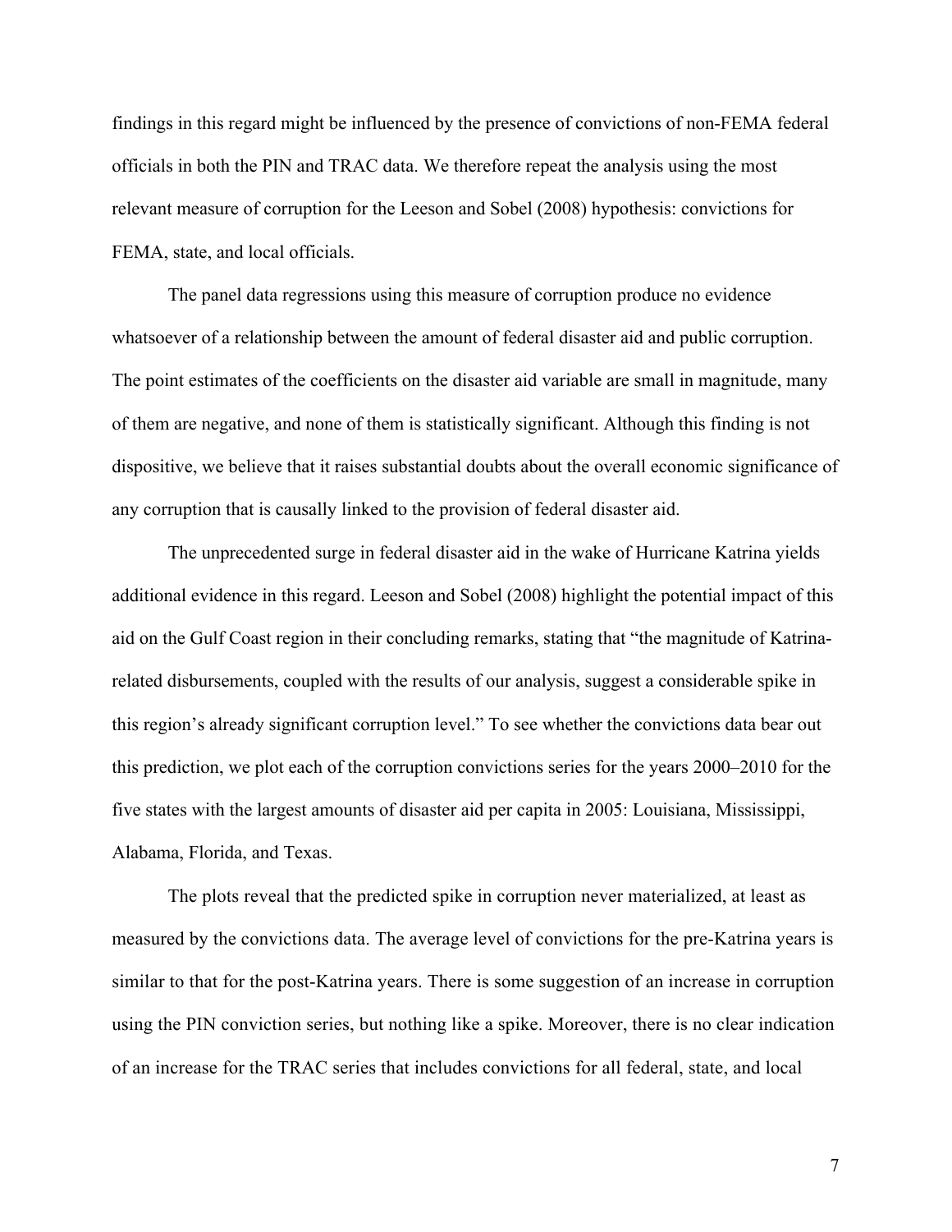findings in this regard might be influenced by the presence of convictions of non-FEMA federal officials in both the PIN and TRAC data. We therefore repeat the analysis using the most relevant measure of corruption for the Leeson and Sobel (2008) hypothesis: convictions for FEMA, state, and local officials.

The panel data regressions using this measure of corruption produce no evidence whatsoever of a relationship between the amount of federal disaster aid and public corruption. The point estimates of the coefficients on the disaster aid variable are small in magnitude, many of them are negative, and none of them is statistically significant. Although this finding is not dispositive, we believe that it raises substantial doubts about the overall economic significance of any corruption that is causally linked to the provision of federal disaster aid.

The unprecedented surge in federal disaster aid in the wake of Hurricane Katrina yields additional evidence in this regard. Leeson and Sobel (2008) highlight the potential impact of this aid on the Gulf Coast region in their concluding remarks, stating that "the magnitude of Katrina-related disbursements, coupled with the results of our analysis, suggest a considerable spike in this region's already significant corruption level." To see whether the convictions data bear out this prediction, we plot each of the corruption convictions series for the years 2000–2010 for the five states with the largest amounts of disaster aid per capita in 2005: Louisiana, Mississippi, Alabama, Florida, and Texas.

The plots reveal that the predicted spike in corruption never materialized, at least as measured by the convictions data. The average level of convictions for the pre-Katrina years is similar to that for the post-Katrina years. There is some suggestion of an increase in corruption using the PIN conviction series, but nothing like a spike. Moreover, there is no clear indication of an increase for the TRAC series that includes convictions for all federal, state, and local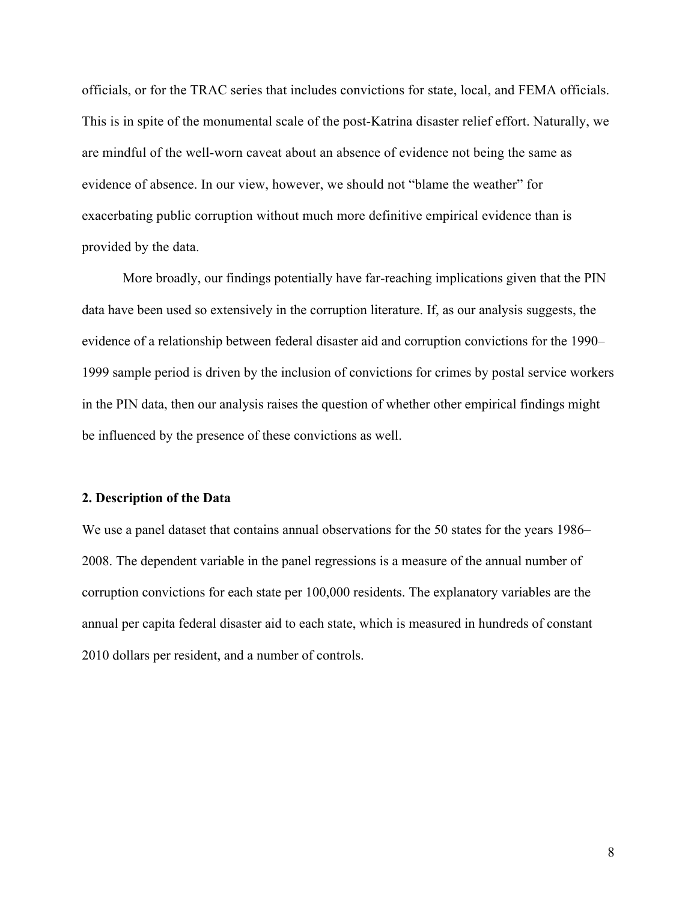officials, or for the TRAC series that includes convictions for state, local, and FEMA officials. This is in spite of the monumental scale of the post-Katrina disaster relief effort. Naturally, we are mindful of the well-worn caveat about an absence of evidence not being the same as evidence of absence. In our view, however, we should not "blame the weather" for exacerbating public corruption without much more definitive empirical evidence than is provided by the data.

More broadly, our findings potentially have far-reaching implications given that the PIN data have been used so extensively in the corruption literature. If, as our analysis suggests, the evidence of a relationship between federal disaster aid and corruption convictions for the 1990–1999 sample period is driven by the inclusion of convictions for crimes by postal service workers in the PIN data, then our analysis raises the question of whether other empirical findings might be influenced by the presence of these convictions as well.

## 2. Description of the Data

We use a panel dataset that contains annual observations for the 50 states for the years 1986–2008. The dependent variable in the panel regressions is a measure of the annual number of corruption convictions for each state per 100,000 residents. The explanatory variables are the annual per capita federal disaster aid to each state, which is measured in hundreds of constant 2010 dollars per resident, and a number of controls.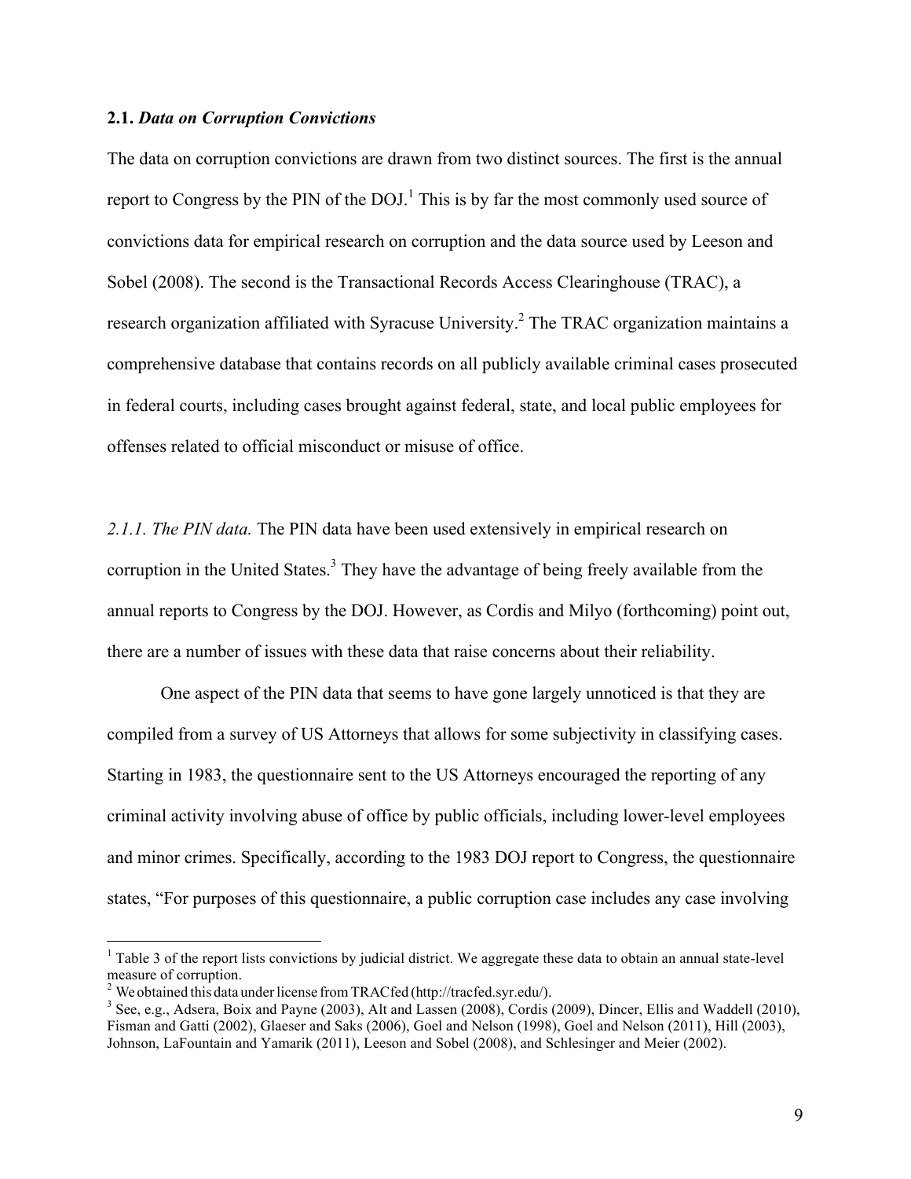### 2.1. *Data on Corruption Convictions*

The data on corruption convictions are drawn from two distinct sources. The first is the annual report to Congress by the PIN of the DOJ.[1] This is by far the most commonly used source of convictions data for empirical research on corruption and the data source used by Leeson and Sobel (2008). The second is the Transactional Records Access Clearinghouse (TRAC), a research organization affiliated with Syracuse University.[2] The TRAC organization maintains a comprehensive database that contains records on all publicly available criminal cases prosecuted in federal courts, including cases brought against federal, state, and local public employees for offenses related to official misconduct or misuse of office.

*2.1.1. The PIN data.* The PIN data have been used extensively in empirical research on corruption in the United States.[3] They have the advantage of being freely available from the annual reports to Congress by the DOJ. However, as Cordis and Milyo (forthcoming) point out, there are a number of issues with these data that raise concerns about their reliability.

One aspect of the PIN data that seems to have gone largely unnoticed is that they are compiled from a survey of US Attorneys that allows for some subjectivity in classifying cases. Starting in 1983, the questionnaire sent to the US Attorneys encouraged the reporting of any criminal activity involving abuse of office by public officials, including lower-level employees and minor crimes. Specifically, according to the 1983 DOJ report to Congress, the questionnaire states, "For purposes of this questionnaire, a public corruption case includes any case involving

---

[1] Table 3 of the report lists convictions by judicial district. We aggregate these data to obtain an annual state-level measure of corruption.

[2] We obtained this data under license from TRACfed (http://tracfed.syr.edu/).

[3] See, e.g., Adsera, Boix and Payne (2003), Alt and Lassen (2008), Cordis (2009), Dincer, Ellis and Waddell (2010), Fisman and Gatti (2002), Glaeser and Saks (2006), Goel and Nelson (1998), Goel and Nelson (2011), Hill (2003), Johnson, LaFountain and Yamarik (2011), Leeson and Sobel (2008), and Schlesinger and Meier (2002).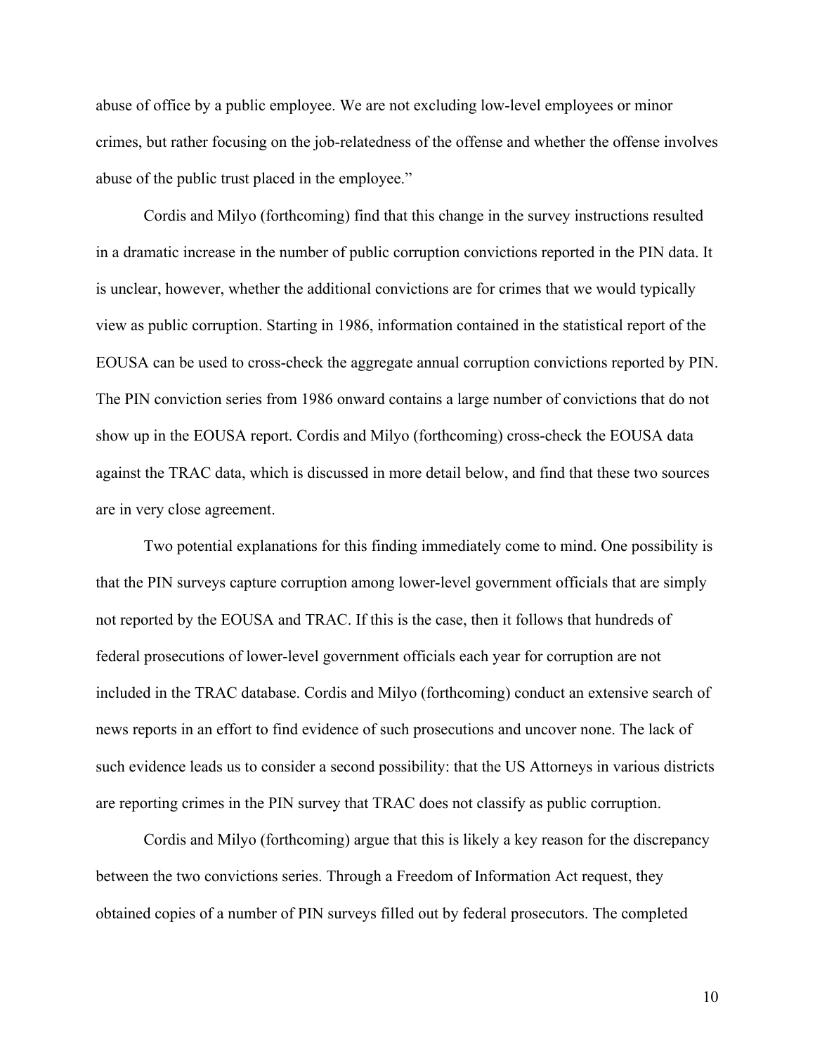abuse of office by a public employee. We are not excluding low-level employees or minor crimes, but rather focusing on the job-relatedness of the offense and whether the offense involves abuse of the public trust placed in the employee."

Cordis and Milyo (forthcoming) find that this change in the survey instructions resulted in a dramatic increase in the number of public corruption convictions reported in the PIN data. It is unclear, however, whether the additional convictions are for crimes that we would typically view as public corruption. Starting in 1986, information contained in the statistical report of the EOUSA can be used to cross-check the aggregate annual corruption convictions reported by PIN. The PIN conviction series from 1986 onward contains a large number of convictions that do not show up in the EOUSA report. Cordis and Milyo (forthcoming) cross-check the EOUSA data against the TRAC data, which is discussed in more detail below, and find that these two sources are in very close agreement.

Two potential explanations for this finding immediately come to mind. One possibility is that the PIN surveys capture corruption among lower-level government officials that are simply not reported by the EOUSA and TRAC. If this is the case, then it follows that hundreds of federal prosecutions of lower-level government officials each year for corruption are not included in the TRAC database. Cordis and Milyo (forthcoming) conduct an extensive search of news reports in an effort to find evidence of such prosecutions and uncover none. The lack of such evidence leads us to consider a second possibility: that the US Attorneys in various districts are reporting crimes in the PIN survey that TRAC does not classify as public corruption.

Cordis and Milyo (forthcoming) argue that this is likely a key reason for the discrepancy between the two convictions series. Through a Freedom of Information Act request, they obtained copies of a number of PIN surveys filled out by federal prosecutors. The completed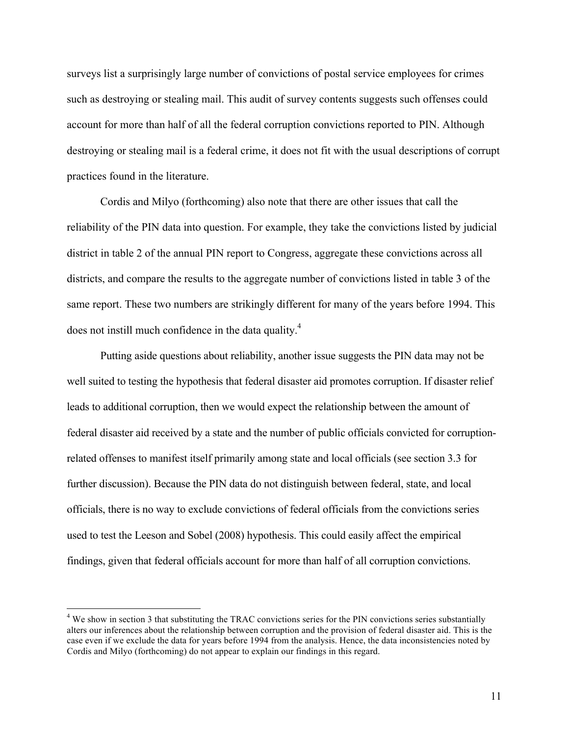surveys list a surprisingly large number of convictions of postal service employees for crimes such as destroying or stealing mail. This audit of survey contents suggests such offenses could account for more than half of all the federal corruption convictions reported to PIN. Although destroying or stealing mail is a federal crime, it does not fit with the usual descriptions of corrupt practices found in the literature.

Cordis and Milyo (forthcoming) also note that there are other issues that call the reliability of the PIN data into question. For example, they take the convictions listed by judicial district in table 2 of the annual PIN report to Congress, aggregate these convictions across all districts, and compare the results to the aggregate number of convictions listed in table 3 of the same report. These two numbers are strikingly different for many of the years before 1994. This does not instill much confidence in the data quality.[4]

Putting aside questions about reliability, another issue suggests the PIN data may not be well suited to testing the hypothesis that federal disaster aid promotes corruption. If disaster relief leads to additional corruption, then we would expect the relationship between the amount of federal disaster aid received by a state and the number of public officials convicted for corruption-related offenses to manifest itself primarily among state and local officials (see section 3.3 for further discussion). Because the PIN data do not distinguish between federal, state, and local officials, there is no way to exclude convictions of federal officials from the convictions series used to test the Leeson and Sobel (2008) hypothesis. This could easily affect the empirical findings, given that federal officials account for more than half of all corruption convictions.

[4] We show in section 3 that substituting the TRAC convictions series for the PIN convictions series substantially alters our inferences about the relationship between corruption and the provision of federal disaster aid. This is the case even if we exclude the data for years before 1994 from the analysis. Hence, the data inconsistencies noted by Cordis and Milyo (forthcoming) do not appear to explain our findings in this regard.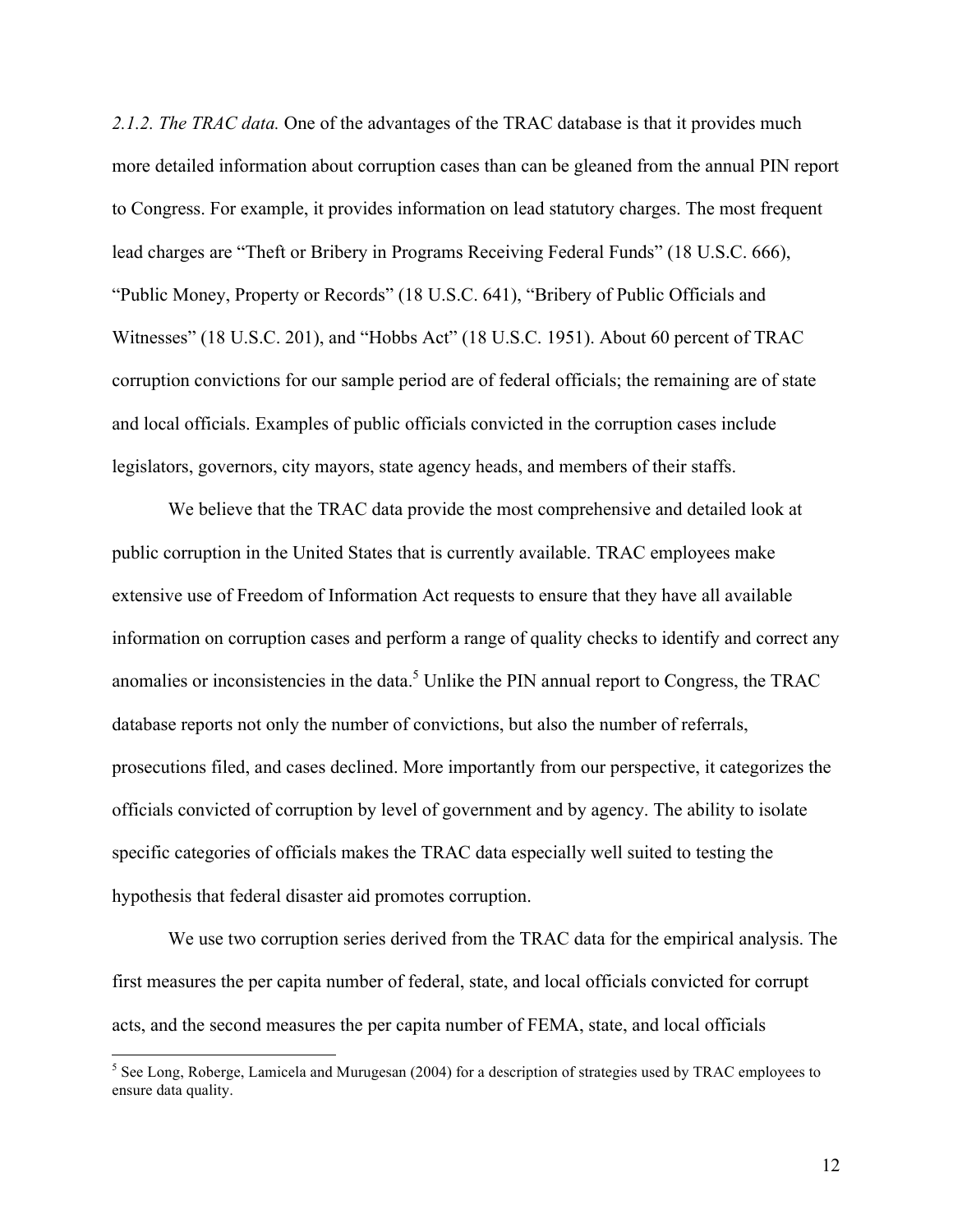*2.1.2. The TRAC data.* One of the advantages of the TRAC database is that it provides much more detailed information about corruption cases than can be gleaned from the annual PIN report to Congress. For example, it provides information on lead statutory charges. The most frequent lead charges are "Theft or Bribery in Programs Receiving Federal Funds" (18 U.S.C. 666), "Public Money, Property or Records" (18 U.S.C. 641), "Bribery of Public Officials and Witnesses" (18 U.S.C. 201), and "Hobbs Act" (18 U.S.C. 1951). About 60 percent of TRAC corruption convictions for our sample period are of federal officials; the remaining are of state and local officials. Examples of public officials convicted in the corruption cases include legislators, governors, city mayors, state agency heads, and members of their staffs.

We believe that the TRAC data provide the most comprehensive and detailed look at public corruption in the United States that is currently available. TRAC employees make extensive use of Freedom of Information Act requests to ensure that they have all available information on corruption cases and perform a range of quality checks to identify and correct any anomalies or inconsistencies in the data.[5] Unlike the PIN annual report to Congress, the TRAC database reports not only the number of convictions, but also the number of referrals, prosecutions filed, and cases declined. More importantly from our perspective, it categorizes the officials convicted of corruption by level of government and by agency. The ability to isolate specific categories of officials makes the TRAC data especially well suited to testing the hypothesis that federal disaster aid promotes corruption.

We use two corruption series derived from the TRAC data for the empirical analysis. The first measures the per capita number of federal, state, and local officials convicted for corrupt acts, and the second measures the per capita number of FEMA, state, and local officials

[5] See Long, Roberge, Lamicela and Murugesan (2004) for a description of strategies used by TRAC employees to ensure data quality.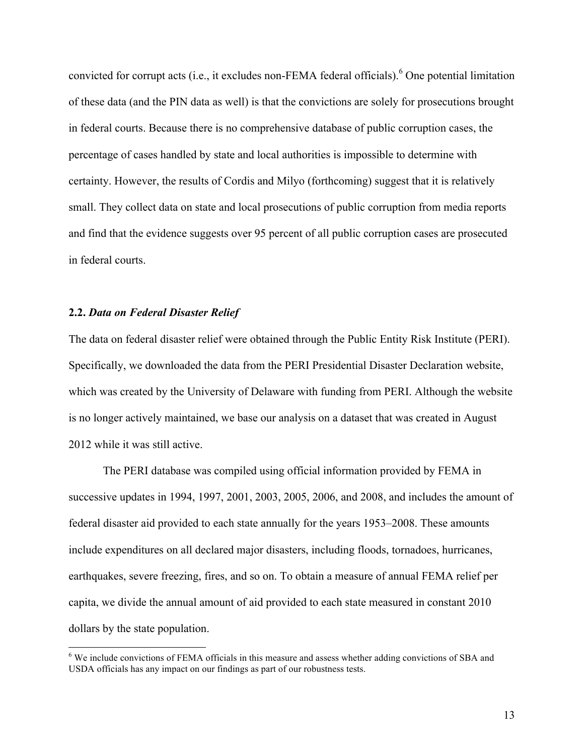convicted for corrupt acts (i.e., it excludes non-FEMA federal officials).[6] One potential limitation of these data (and the PIN data as well) is that the convictions are solely for prosecutions brought in federal courts. Because there is no comprehensive database of public corruption cases, the percentage of cases handled by state and local authorities is impossible to determine with certainty. However, the results of Cordis and Milyo (forthcoming) suggest that it is relatively small. They collect data on state and local prosecutions of public corruption from media reports and find that the evidence suggests over 95 percent of all public corruption cases are prosecuted in federal courts.

### 2.2. *Data on Federal Disaster Relief*

The data on federal disaster relief were obtained through the Public Entity Risk Institute (PERI). Specifically, we downloaded the data from the PERI Presidential Disaster Declaration website, which was created by the University of Delaware with funding from PERI. Although the website is no longer actively maintained, we base our analysis on a dataset that was created in August 2012 while it was still active.

The PERI database was compiled using official information provided by FEMA in successive updates in 1994, 1997, 2001, 2003, 2005, 2006, and 2008, and includes the amount of federal disaster aid provided to each state annually for the years 1953–2008. These amounts include expenditures on all declared major disasters, including floods, tornadoes, hurricanes, earthquakes, severe freezing, fires, and so on. To obtain a measure of annual FEMA relief per capita, we divide the annual amount of aid provided to each state measured in constant 2010 dollars by the state population.

[6] We include convictions of FEMA officials in this measure and assess whether adding convictions of SBA and USDA officials has any impact on our findings as part of our robustness tests.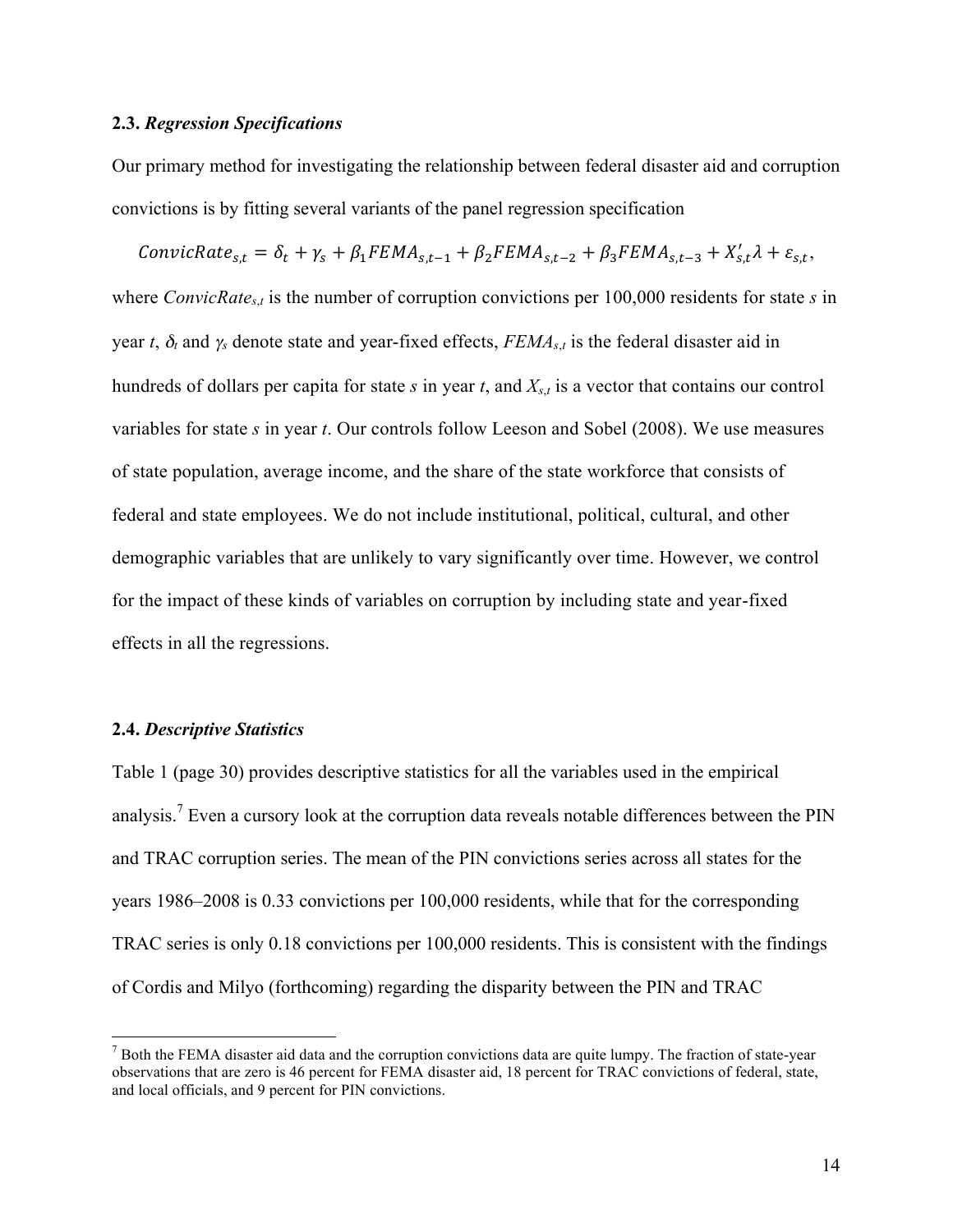### 2.3. *Regression Specifications*

Our primary method for investigating the relationship between federal disaster aid and corruption convictions is by fitting several variants of the panel regression specification

$$ConvicRate_{s,t} = \delta_t + \gamma_s + \beta_1 FEMA_{s,t-1} + \beta_2 FEMA_{s,t-2} + \beta_3 FEMA_{s,t-3} + X'_{s,t}\lambda + \varepsilon_{s,t},$$

where $ConvicRate_{s,t}$ is the number of corruption convictions per 100,000 residents for state *s* in year *t*, $\delta_t$ and $\gamma_s$ denote state and year-fixed effects, $FEMA_{s,t}$ is the federal disaster aid in hundreds of dollars per capita for state *s* in year *t*, and $X_{s,t}$ is a vector that contains our control variables for state *s* in year *t*. Our controls follow Leeson and Sobel (2008). We use measures of state population, average income, and the share of the state workforce that consists of federal and state employees. We do not include institutional, political, cultural, and other demographic variables that are unlikely to vary significantly over time. However, we control for the impact of these kinds of variables on corruption by including state and year-fixed effects in all the regressions.

### 2.4. *Descriptive Statistics*

Table 1 (page 30) provides descriptive statistics for all the variables used in the empirical analysis.[7] Even a cursory look at the corruption data reveals notable differences between the PIN and TRAC corruption series. The mean of the PIN convictions series across all states for the years 1986–2008 is 0.33 convictions per 100,000 residents, while that for the corresponding TRAC series is only 0.18 convictions per 100,000 residents. This is consistent with the findings of Cordis and Milyo (forthcoming) regarding the disparity between the PIN and TRAC

[7] Both the FEMA disaster aid data and the corruption convictions data are quite lumpy. The fraction of state-year observations that are zero is 46 percent for FEMA disaster aid, 18 percent for TRAC convictions of federal, state, and local officials, and 9 percent for PIN convictions.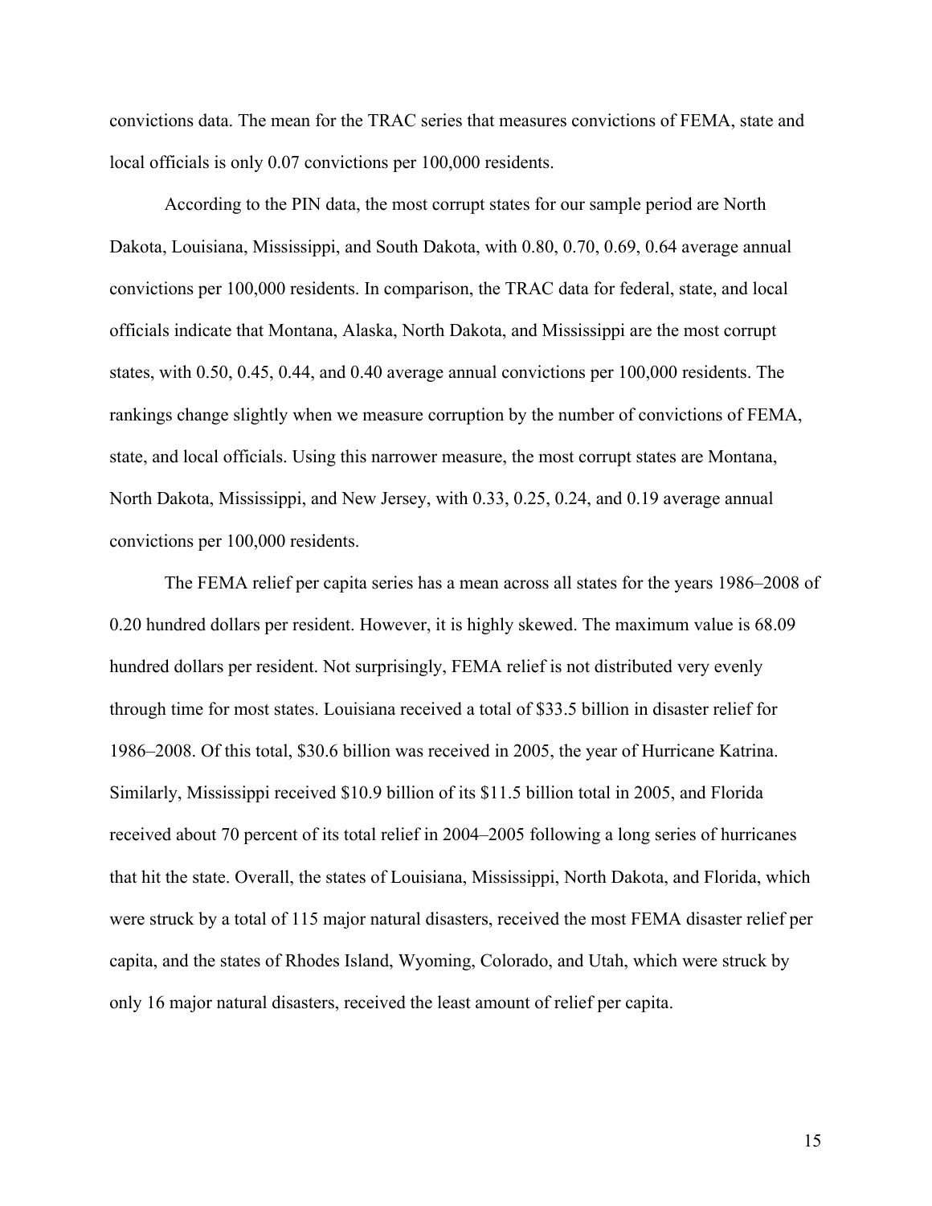convictions data. The mean for the TRAC series that measures convictions of FEMA, state and local officials is only 0.07 convictions per 100,000 residents.

According to the PIN data, the most corrupt states for our sample period are North Dakota, Louisiana, Mississippi, and South Dakota, with 0.80, 0.70, 0.69, 0.64 average annual convictions per 100,000 residents. In comparison, the TRAC data for federal, state, and local officials indicate that Montana, Alaska, North Dakota, and Mississippi are the most corrupt states, with 0.50, 0.45, 0.44, and 0.40 average annual convictions per 100,000 residents. The rankings change slightly when we measure corruption by the number of convictions of FEMA, state, and local officials. Using this narrower measure, the most corrupt states are Montana, North Dakota, Mississippi, and New Jersey, with 0.33, 0.25, 0.24, and 0.19 average annual convictions per 100,000 residents.

The FEMA relief per capita series has a mean across all states for the years 1986–2008 of 0.20 hundred dollars per resident. However, it is highly skewed. The maximum value is 68.09 hundred dollars per resident. Not surprisingly, FEMA relief is not distributed very evenly through time for most states. Louisiana received a total of $33.5 billion in disaster relief for 1986–2008. Of this total, $30.6 billion was received in 2005, the year of Hurricane Katrina. Similarly, Mississippi received $10.9 billion of its $11.5 billion total in 2005, and Florida received about 70 percent of its total relief in 2004–2005 following a long series of hurricanes that hit the state. Overall, the states of Louisiana, Mississippi, North Dakota, and Florida, which were struck by a total of 115 major natural disasters, received the most FEMA disaster relief per capita, and the states of Rhodes Island, Wyoming, Colorado, and Utah, which were struck by only 16 major natural disasters, received the least amount of relief per capita.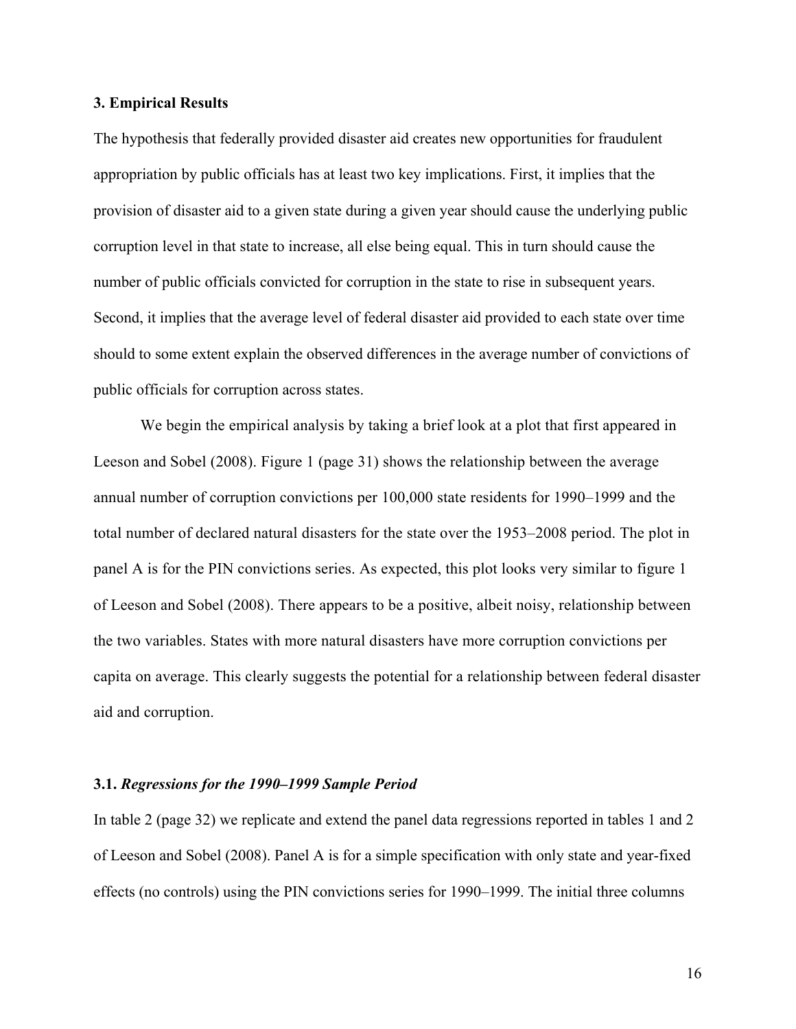## 3. Empirical Results

The hypothesis that federally provided disaster aid creates new opportunities for fraudulent appropriation by public officials has at least two key implications. First, it implies that the provision of disaster aid to a given state during a given year should cause the underlying public corruption level in that state to increase, all else being equal. This in turn should cause the number of public officials convicted for corruption in the state to rise in subsequent years. Second, it implies that the average level of federal disaster aid provided to each state over time should to some extent explain the observed differences in the average number of convictions of public officials for corruption across states.

We begin the empirical analysis by taking a brief look at a plot that first appeared in Leeson and Sobel (2008). Figure 1 (page 31) shows the relationship between the average annual number of corruption convictions per 100,000 state residents for 1990–1999 and the total number of declared natural disasters for the state over the 1953–2008 period. The plot in panel A is for the PIN convictions series. As expected, this plot looks very similar to figure 1 of Leeson and Sobel (2008). There appears to be a positive, albeit noisy, relationship between the two variables. States with more natural disasters have more corruption convictions per capita on average. This clearly suggests the potential for a relationship between federal disaster aid and corruption.

### 3.1. *Regressions for the 1990–1999 Sample Period*

In table 2 (page 32) we replicate and extend the panel data regressions reported in tables 1 and 2 of Leeson and Sobel (2008). Panel A is for a simple specification with only state and year-fixed effects (no controls) using the PIN convictions series for 1990–1999. The initial three columns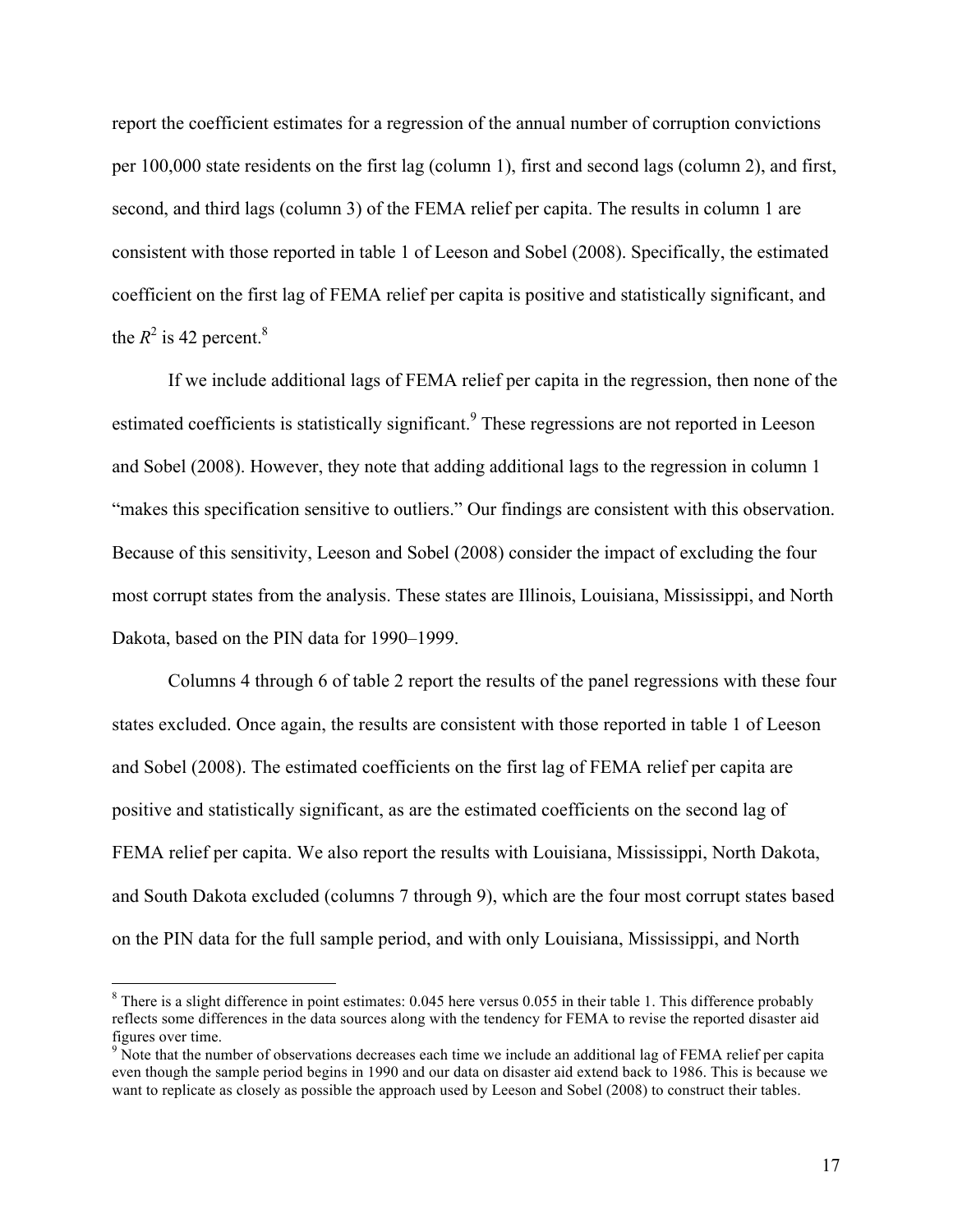report the coefficient estimates for a regression of the annual number of corruption convictions per 100,000 state residents on the first lag (column 1), first and second lags (column 2), and first, second, and third lags (column 3) of the FEMA relief per capita. The results in column 1 are consistent with those reported in table 1 of Leeson and Sobel (2008). Specifically, the estimated coefficient on the first lag of FEMA relief per capita is positive and statistically significant, and the $R^2$ is 42 percent.[8]

If we include additional lags of FEMA relief per capita in the regression, then none of the estimated coefficients is statistically significant.[9] These regressions are not reported in Leeson and Sobel (2008). However, they note that adding additional lags to the regression in column 1 "makes this specification sensitive to outliers." Our findings are consistent with this observation. Because of this sensitivity, Leeson and Sobel (2008) consider the impact of excluding the four most corrupt states from the analysis. These states are Illinois, Louisiana, Mississippi, and North Dakota, based on the PIN data for 1990–1999.

Columns 4 through 6 of table 2 report the results of the panel regressions with these four states excluded. Once again, the results are consistent with those reported in table 1 of Leeson and Sobel (2008). The estimated coefficients on the first lag of FEMA relief per capita are positive and statistically significant, as are the estimated coefficients on the second lag of FEMA relief per capita. We also report the results with Louisiana, Mississippi, North Dakota, and South Dakota excluded (columns 7 through 9), which are the four most corrupt states based on the PIN data for the full sample period, and with only Louisiana, Mississippi, and North

[8] There is a slight difference in point estimates: 0.045 here versus 0.055 in their table 1. This difference probably reflects some differences in the data sources along with the tendency for FEMA to revise the reported disaster aid figures over time.

[9] Note that the number of observations decreases each time we include an additional lag of FEMA relief per capita even though the sample period begins in 1990 and our data on disaster aid extend back to 1986. This is because we want to replicate as closely as possible the approach used by Leeson and Sobel (2008) to construct their tables.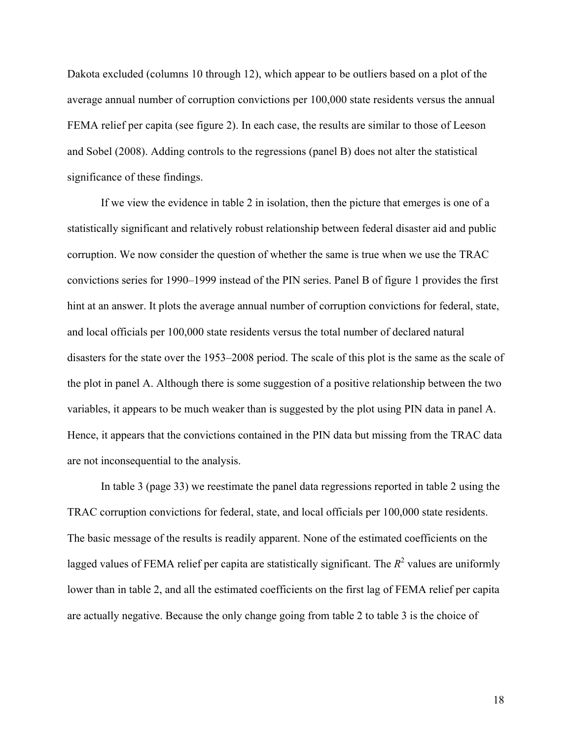Dakota excluded (columns 10 through 12), which appear to be outliers based on a plot of the average annual number of corruption convictions per 100,000 state residents versus the annual FEMA relief per capita (see figure 2). In each case, the results are similar to those of Leeson and Sobel (2008). Adding controls to the regressions (panel B) does not alter the statistical significance of these findings.

If we view the evidence in table 2 in isolation, then the picture that emerges is one of a statistically significant and relatively robust relationship between federal disaster aid and public corruption. We now consider the question of whether the same is true when we use the TRAC convictions series for 1990–1999 instead of the PIN series. Panel B of figure 1 provides the first hint at an answer. It plots the average annual number of corruption convictions for federal, state, and local officials per 100,000 state residents versus the total number of declared natural disasters for the state over the 1953–2008 period. The scale of this plot is the same as the scale of the plot in panel A. Although there is some suggestion of a positive relationship between the two variables, it appears to be much weaker than is suggested by the plot using PIN data in panel A. Hence, it appears that the convictions contained in the PIN data but missing from the TRAC data are not inconsequential to the analysis.

In table 3 (page 33) we reestimate the panel data regressions reported in table 2 using the TRAC corruption convictions for federal, state, and local officials per 100,000 state residents. The basic message of the results is readily apparent. None of the estimated coefficients on the lagged values of FEMA relief per capita are statistically significant. The $R^2$ values are uniformly lower than in table 2, and all the estimated coefficients on the first lag of FEMA relief per capita are actually negative. Because the only change going from table 2 to table 3 is the choice of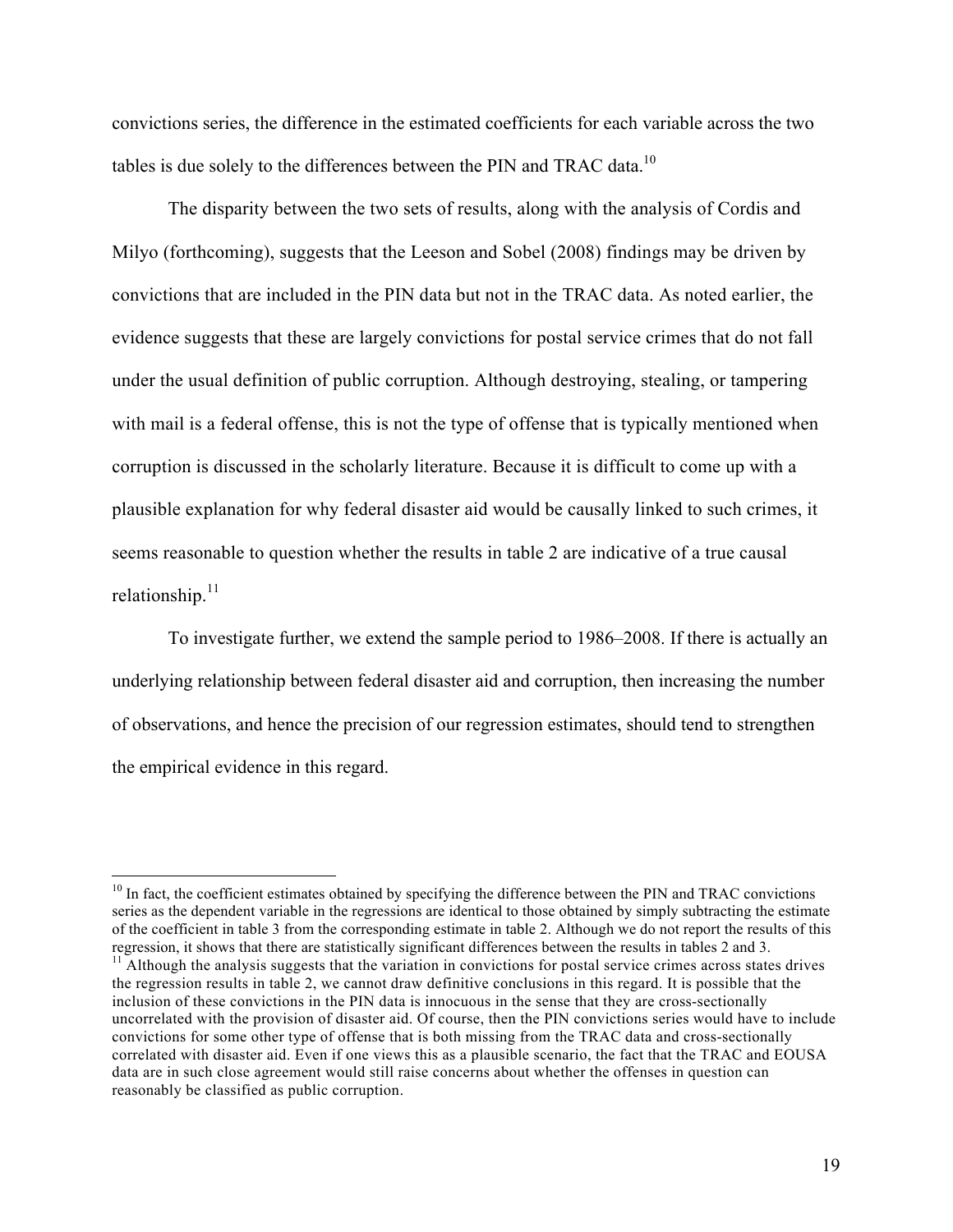convictions series, the difference in the estimated coefficients for each variable across the two tables is due solely to the differences between the PIN and TRAC data.[10]

The disparity between the two sets of results, along with the analysis of Cordis and Milyo (forthcoming), suggests that the Leeson and Sobel (2008) findings may be driven by convictions that are included in the PIN data but not in the TRAC data. As noted earlier, the evidence suggests that these are largely convictions for postal service crimes that do not fall under the usual definition of public corruption. Although destroying, stealing, or tampering with mail is a federal offense, this is not the type of offense that is typically mentioned when corruption is discussed in the scholarly literature. Because it is difficult to come up with a plausible explanation for why federal disaster aid would be causally linked to such crimes, it seems reasonable to question whether the results in table 2 are indicative of a true causal relationship.[11]

To investigate further, we extend the sample period to 1986–2008. If there is actually an underlying relationship between federal disaster aid and corruption, then increasing the number of observations, and hence the precision of our regression estimates, should tend to strengthen the empirical evidence in this regard.

---

[10] In fact, the coefficient estimates obtained by specifying the difference between the PIN and TRAC convictions series as the dependent variable in the regressions are identical to those obtained by simply subtracting the estimate of the coefficient in table 3 from the corresponding estimate in table 2. Although we do not report the results of this regression, it shows that there are statistically significant differences between the results in tables 2 and 3.

[11] Although the analysis suggests that the variation in convictions for postal service crimes across states drives the regression results in table 2, we cannot draw definitive conclusions in this regard. It is possible that the inclusion of these convictions in the PIN data is innocuous in the sense that they are cross-sectionally uncorrelated with the provision of disaster aid. Of course, then the PIN convictions series would have to include convictions for some other type of offense that is both missing from the TRAC data and cross-sectionally correlated with disaster aid. Even if one views this as a plausible scenario, the fact that the TRAC and EOUSA data are in such close agreement would still raise concerns about whether the offenses in question can reasonably be classified as public corruption.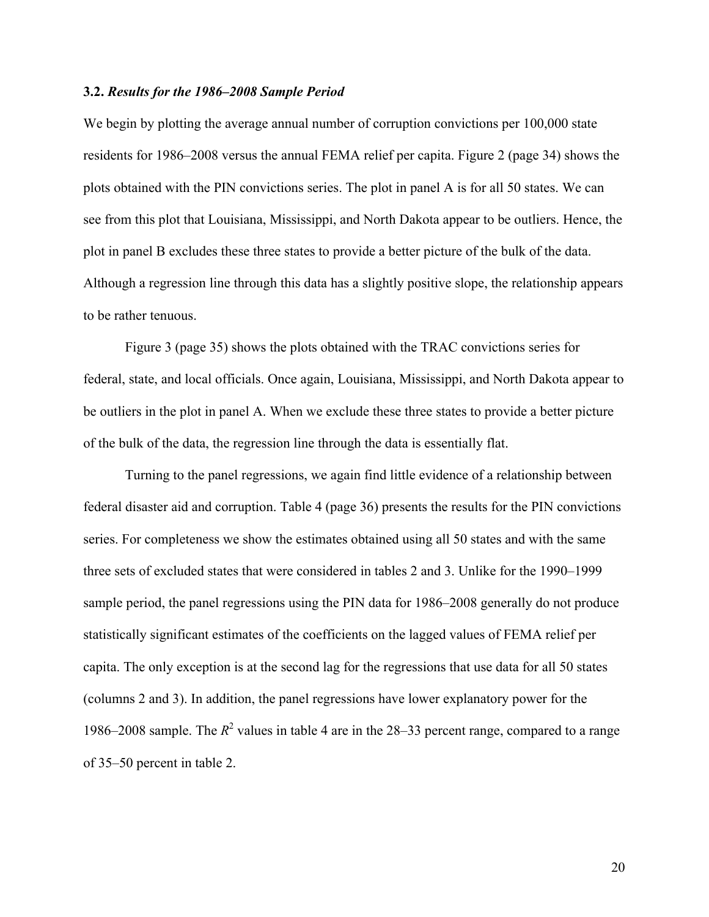### 3.2. *Results for the 1986–2008 Sample Period*

We begin by plotting the average annual number of corruption convictions per 100,000 state residents for 1986–2008 versus the annual FEMA relief per capita. Figure 2 (page 34) shows the plots obtained with the PIN convictions series. The plot in panel A is for all 50 states. We can see from this plot that Louisiana, Mississippi, and North Dakota appear to be outliers. Hence, the plot in panel B excludes these three states to provide a better picture of the bulk of the data. Although a regression line through this data has a slightly positive slope, the relationship appears to be rather tenuous.

Figure 3 (page 35) shows the plots obtained with the TRAC convictions series for federal, state, and local officials. Once again, Louisiana, Mississippi, and North Dakota appear to be outliers in the plot in panel A. When we exclude these three states to provide a better picture of the bulk of the data, the regression line through the data is essentially flat.

Turning to the panel regressions, we again find little evidence of a relationship between federal disaster aid and corruption. Table 4 (page 36) presents the results for the PIN convictions series. For completeness we show the estimates obtained using all 50 states and with the same three sets of excluded states that were considered in tables 2 and 3. Unlike for the 1990–1999 sample period, the panel regressions using the PIN data for 1986–2008 generally do not produce statistically significant estimates of the coefficients on the lagged values of FEMA relief per capita. The only exception is at the second lag for the regressions that use data for all 50 states (columns 2 and 3). In addition, the panel regressions have lower explanatory power for the 1986–2008 sample. The $R^2$ values in table 4 are in the 28–33 percent range, compared to a range of 35–50 percent in table 2.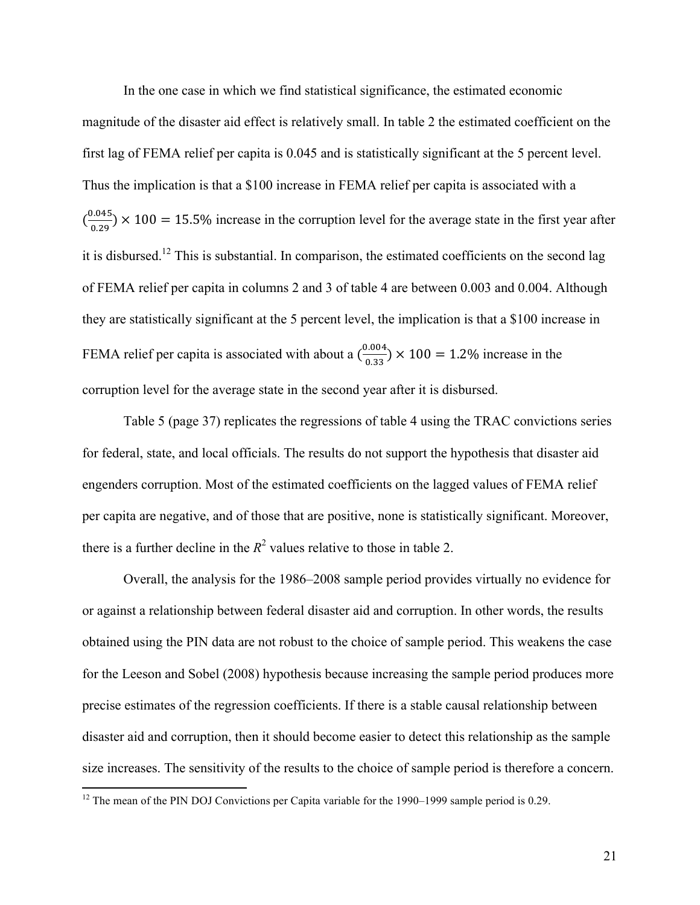In the one case in which we find statistical significance, the estimated economic magnitude of the disaster aid effect is relatively small. In table 2 the estimated coefficient on the first lag of FEMA relief per capita is 0.045 and is statistically significant at the 5 percent level. Thus the implication is that a \$100 increase in FEMA relief per capita is associated with a $(\frac{0.045}{0.29}) \times 100 = 15.5\%$ increase in the corruption level for the average state in the first year after it is disbursed.[12] This is substantial. In comparison, the estimated coefficients on the second lag of FEMA relief per capita in columns 2 and 3 of table 4 are between 0.003 and 0.004. Although they are statistically significant at the 5 percent level, the implication is that a \$100 increase in FEMA relief per capita is associated with about a $(\frac{0.004}{0.33}) \times 100 = 1.2\%$ increase in the corruption level for the average state in the second year after it is disbursed.

Table 5 (page 37) replicates the regressions of table 4 using the TRAC convictions series for federal, state, and local officials. The results do not support the hypothesis that disaster aid engenders corruption. Most of the estimated coefficients on the lagged values of FEMA relief per capita are negative, and of those that are positive, none is statistically significant. Moreover, there is a further decline in the $R^2$ values relative to those in table 2.

Overall, the analysis for the 1986–2008 sample period provides virtually no evidence for or against a relationship between federal disaster aid and corruption. In other words, the results obtained using the PIN data are not robust to the choice of sample period. This weakens the case for the Leeson and Sobel (2008) hypothesis because increasing the sample period produces more precise estimates of the regression coefficients. If there is a stable causal relationship between disaster aid and corruption, then it should become easier to detect this relationship as the sample size increases. The sensitivity of the results to the choice of sample period is therefore a concern.

[12] The mean of the PIN DOJ Convictions per Capita variable for the 1990–1999 sample period is 0.29.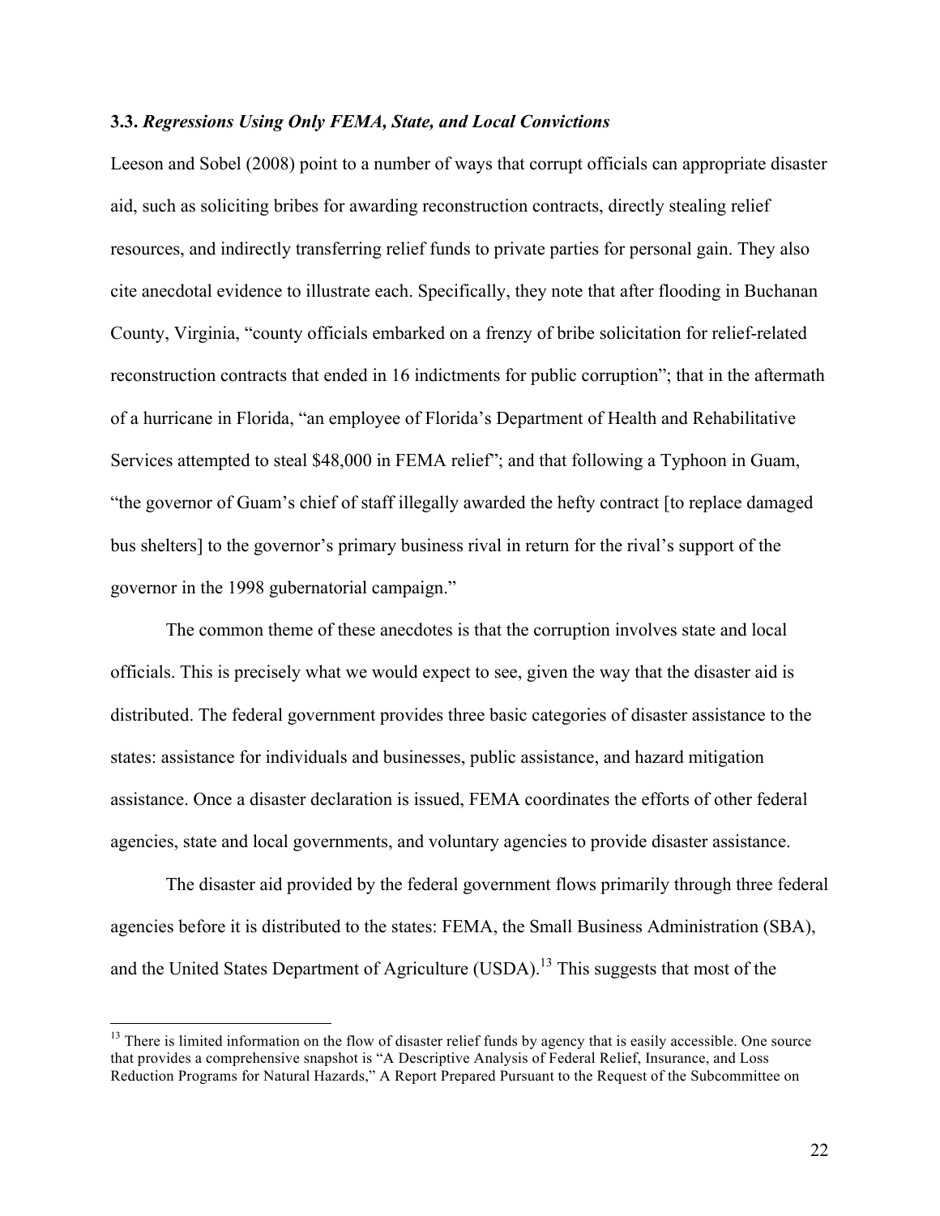### 3.3. *Regressions Using Only FEMA, State, and Local Convictions*

Leeson and Sobel (2008) point to a number of ways that corrupt officials can appropriate disaster aid, such as soliciting bribes for awarding reconstruction contracts, directly stealing relief resources, and indirectly transferring relief funds to private parties for personal gain. They also cite anecdotal evidence to illustrate each. Specifically, they note that after flooding in Buchanan County, Virginia, "county officials embarked on a frenzy of bribe solicitation for relief-related reconstruction contracts that ended in 16 indictments for public corruption"; that in the aftermath of a hurricane in Florida, "an employee of Florida's Department of Health and Rehabilitative Services attempted to steal $48,000 in FEMA relief"; and that following a Typhoon in Guam, "the governor of Guam's chief of staff illegally awarded the hefty contract [to replace damaged bus shelters] to the governor's primary business rival in return for the rival's support of the governor in the 1998 gubernatorial campaign."

The common theme of these anecdotes is that the corruption involves state and local officials. This is precisely what we would expect to see, given the way that the disaster aid is distributed. The federal government provides three basic categories of disaster assistance to the states: assistance for individuals and businesses, public assistance, and hazard mitigation assistance. Once a disaster declaration is issued, FEMA coordinates the efforts of other federal agencies, state and local governments, and voluntary agencies to provide disaster assistance.

The disaster aid provided by the federal government flows primarily through three federal agencies before it is distributed to the states: FEMA, the Small Business Administration (SBA), and the United States Department of Agriculture (USDA).[13] This suggests that most of the

---

[13] There is limited information on the flow of disaster relief funds by agency that is easily accessible. One source that provides a comprehensive snapshot is "A Descriptive Analysis of Federal Relief, Insurance, and Loss Reduction Programs for Natural Hazards," A Report Prepared Pursuant to the Request of the Subcommittee on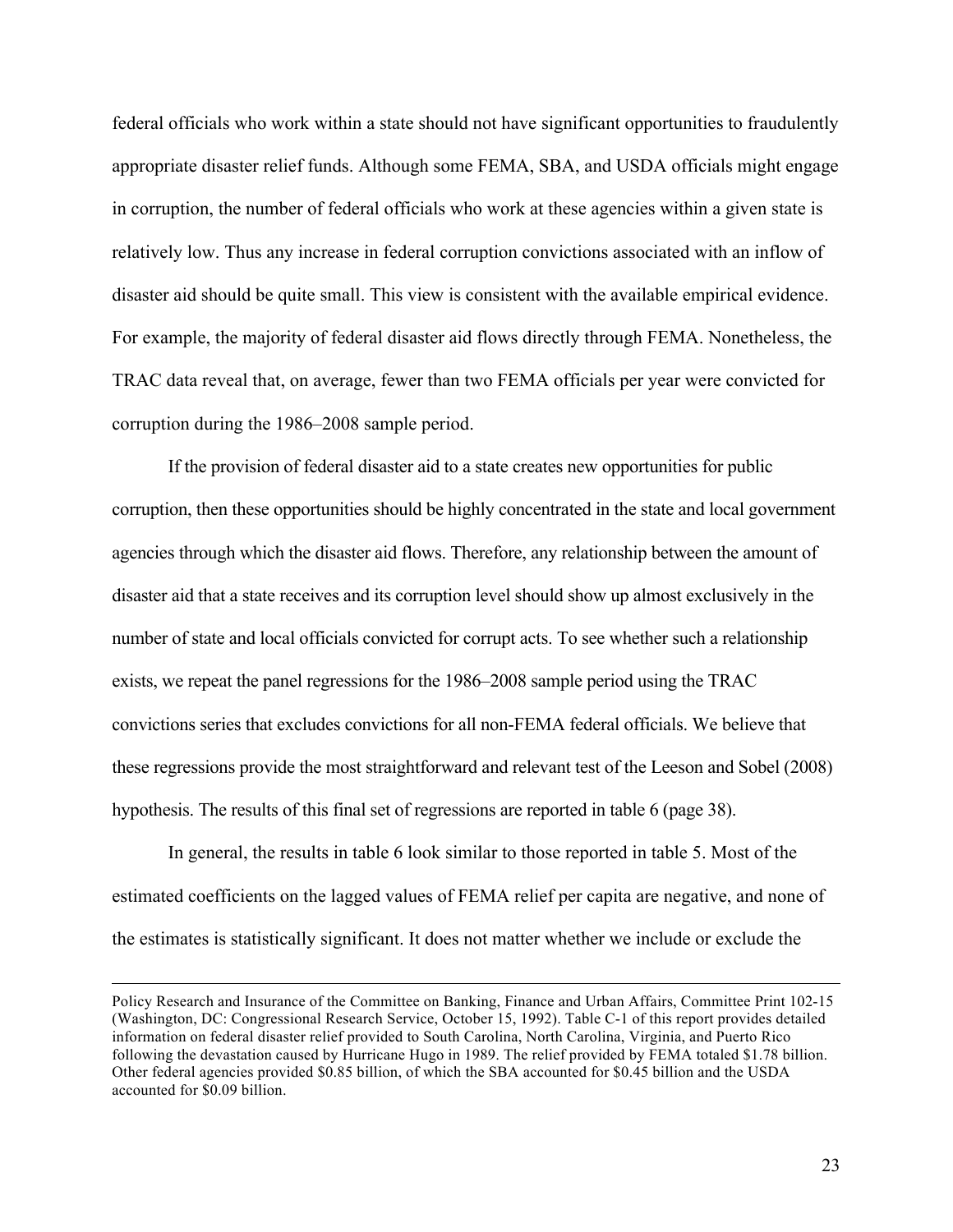federal officials who work within a state should not have significant opportunities to fraudulently appropriate disaster relief funds. Although some FEMA, SBA, and USDA officials might engage in corruption, the number of federal officials who work at these agencies within a given state is relatively low. Thus any increase in federal corruption convictions associated with an inflow of disaster aid should be quite small. This view is consistent with the available empirical evidence. For example, the majority of federal disaster aid flows directly through FEMA. Nonetheless, the TRAC data reveal that, on average, fewer than two FEMA officials per year were convicted for corruption during the 1986–2008 sample period.

If the provision of federal disaster aid to a state creates new opportunities for public corruption, then these opportunities should be highly concentrated in the state and local government agencies through which the disaster aid flows. Therefore, any relationship between the amount of disaster aid that a state receives and its corruption level should show up almost exclusively in the number of state and local officials convicted for corrupt acts. To see whether such a relationship exists, we repeat the panel regressions for the 1986–2008 sample period using the TRAC convictions series that excludes convictions for all non-FEMA federal officials. We believe that these regressions provide the most straightforward and relevant test of the Leeson and Sobel (2008) hypothesis. The results of this final set of regressions are reported in table 6 (page 38).

In general, the results in table 6 look similar to those reported in table 5. Most of the estimated coefficients on the lagged values of FEMA relief per capita are negative, and none of the estimates is statistically significant. It does not matter whether we include or exclude the

---

Policy Research and Insurance of the Committee on Banking, Finance and Urban Affairs, Committee Print 102-15 (Washington, DC: Congressional Research Service, October 15, 1992). Table C-1 of this report provides detailed information on federal disaster relief provided to South Carolina, North Carolina, Virginia, and Puerto Rico following the devastation caused by Hurricane Hugo in 1989. The relief provided by FEMA totaled $1.78 billion. Other federal agencies provided $0.85 billion, of which the SBA accounted for $0.45 billion and the USDA accounted for $0.09 billion.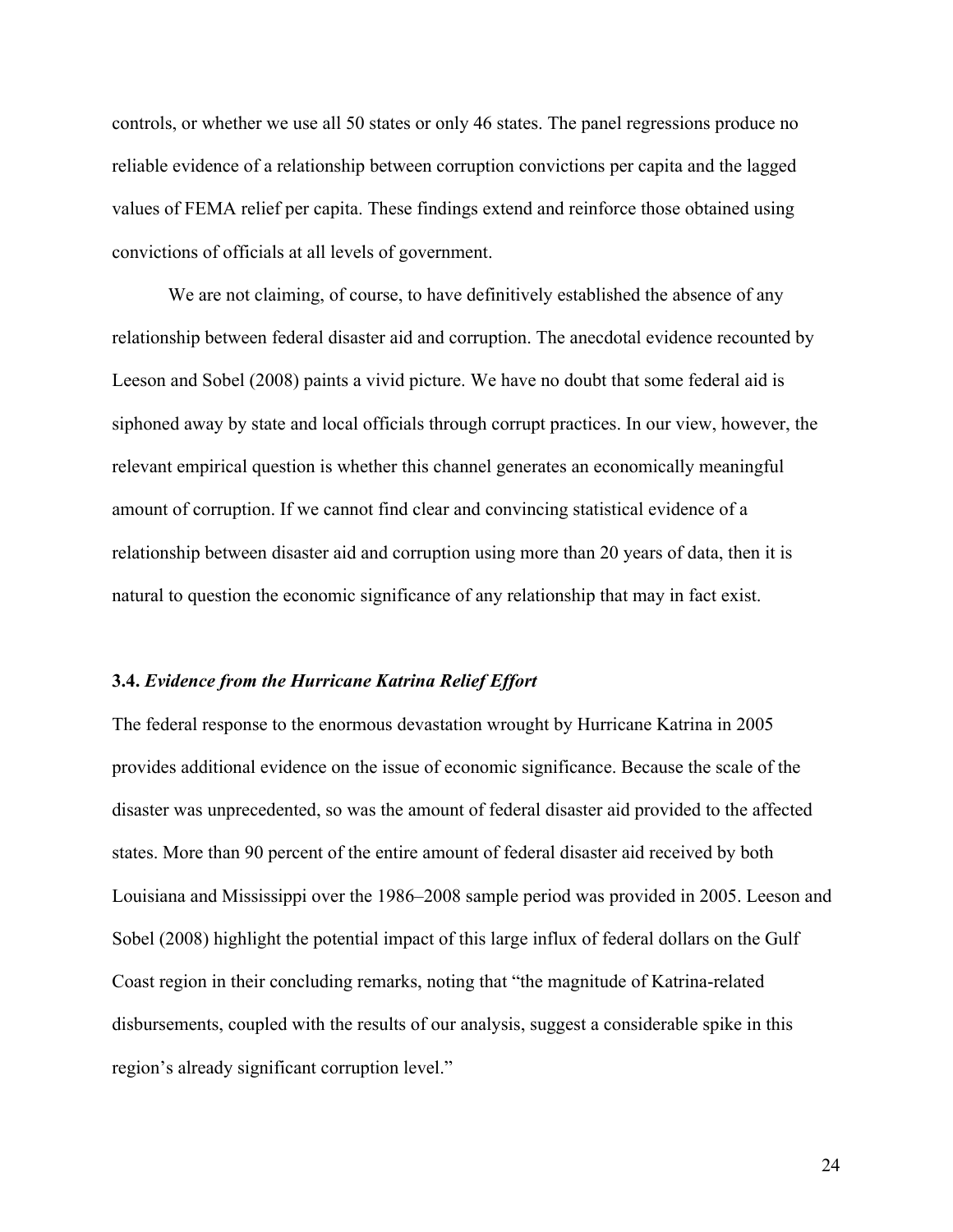controls, or whether we use all 50 states or only 46 states. The panel regressions produce no reliable evidence of a relationship between corruption convictions per capita and the lagged values of FEMA relief per capita. These findings extend and reinforce those obtained using convictions of officials at all levels of government.

We are not claiming, of course, to have definitively established the absence of any relationship between federal disaster aid and corruption. The anecdotal evidence recounted by Leeson and Sobel (2008) paints a vivid picture. We have no doubt that some federal aid is siphoned away by state and local officials through corrupt practices. In our view, however, the relevant empirical question is whether this channel generates an economically meaningful amount of corruption. If we cannot find clear and convincing statistical evidence of a relationship between disaster aid and corruption using more than 20 years of data, then it is natural to question the economic significance of any relationship that may in fact exist.

### 3.4. *Evidence from the Hurricane Katrina Relief Effort*

The federal response to the enormous devastation wrought by Hurricane Katrina in 2005 provides additional evidence on the issue of economic significance. Because the scale of the disaster was unprecedented, so was the amount of federal disaster aid provided to the affected states. More than 90 percent of the entire amount of federal disaster aid received by both Louisiana and Mississippi over the 1986–2008 sample period was provided in 2005. Leeson and Sobel (2008) highlight the potential impact of this large influx of federal dollars on the Gulf Coast region in their concluding remarks, noting that "the magnitude of Katrina-related disbursements, coupled with the results of our analysis, suggest a considerable spike in this region's already significant corruption level."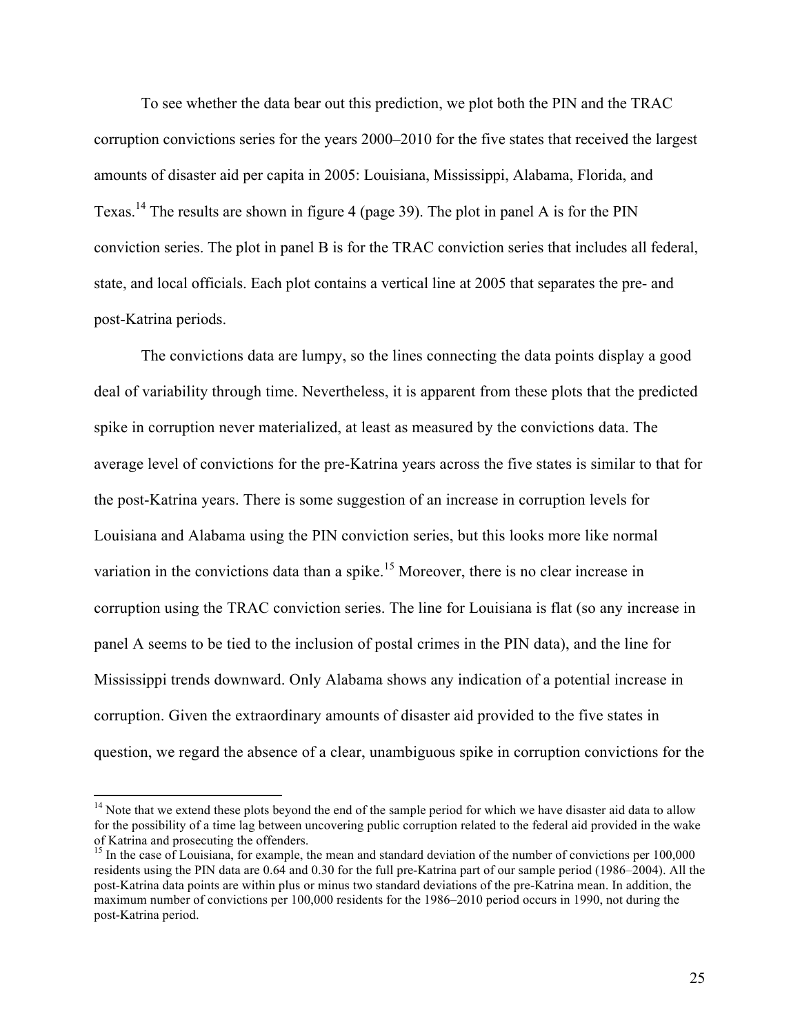To see whether the data bear out this prediction, we plot both the PIN and the TRAC corruption convictions series for the years 2000–2010 for the five states that received the largest amounts of disaster aid per capita in 2005: Louisiana, Mississippi, Alabama, Florida, and Texas.[14] The results are shown in figure 4 (page 39). The plot in panel A is for the PIN conviction series. The plot in panel B is for the TRAC conviction series that includes all federal, state, and local officials. Each plot contains a vertical line at 2005 that separates the pre- and post-Katrina periods.

The convictions data are lumpy, so the lines connecting the data points display a good deal of variability through time. Nevertheless, it is apparent from these plots that the predicted spike in corruption never materialized, at least as measured by the convictions data. The average level of convictions for the pre-Katrina years across the five states is similar to that for the post-Katrina years. There is some suggestion of an increase in corruption levels for Louisiana and Alabama using the PIN conviction series, but this looks more like normal variation in the convictions data than a spike.[15] Moreover, there is no clear increase in corruption using the TRAC conviction series. The line for Louisiana is flat (so any increase in panel A seems to be tied to the inclusion of postal crimes in the PIN data), and the line for Mississippi trends downward. Only Alabama shows any indication of a potential increase in corruption. Given the extraordinary amounts of disaster aid provided to the five states in question, we regard the absence of a clear, unambiguous spike in corruption convictions for the

[14] Note that we extend these plots beyond the end of the sample period for which we have disaster aid data to allow for the possibility of a time lag between uncovering public corruption related to the federal aid provided in the wake of Katrina and prosecuting the offenders.

[15] In the case of Louisiana, for example, the mean and standard deviation of the number of convictions per 100,000 residents using the PIN data are 0.64 and 0.30 for the full pre-Katrina part of our sample period (1986–2004). All the post-Katrina data points are within plus or minus two standard deviations of the pre-Katrina mean. In addition, the maximum number of convictions per 100,000 residents for the 1986–2010 period occurs in 1990, not during the post-Katrina period.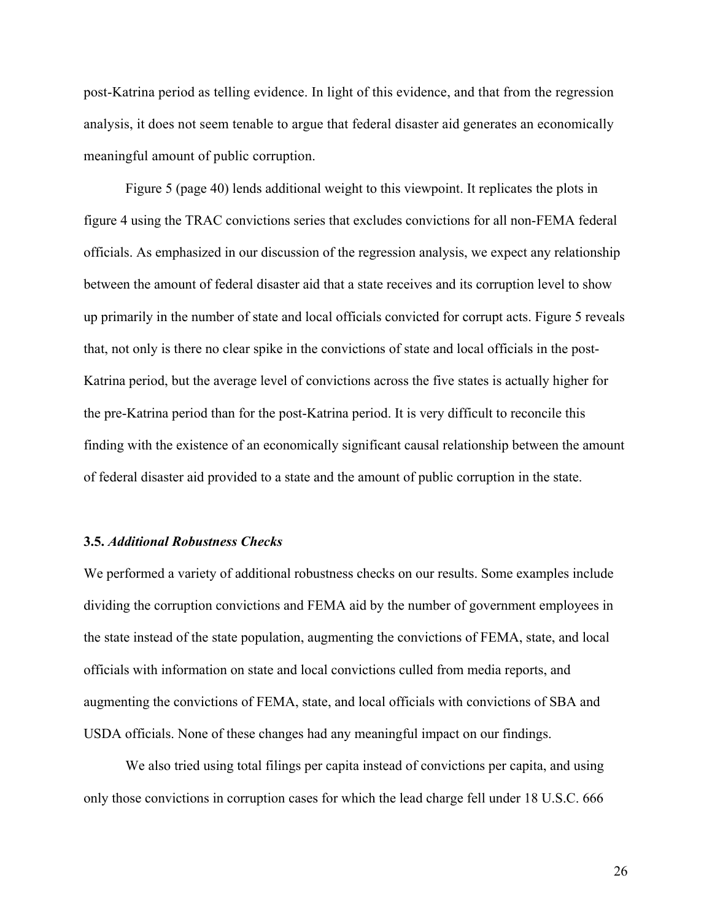post-Katrina period as telling evidence. In light of this evidence, and that from the regression analysis, it does not seem tenable to argue that federal disaster aid generates an economically meaningful amount of public corruption.

Figure 5 (page 40) lends additional weight to this viewpoint. It replicates the plots in figure 4 using the TRAC convictions series that excludes convictions for all non-FEMA federal officials. As emphasized in our discussion of the regression analysis, we expect any relationship between the amount of federal disaster aid that a state receives and its corruption level to show up primarily in the number of state and local officials convicted for corrupt acts. Figure 5 reveals that, not only is there no clear spike in the convictions of state and local officials in the post-Katrina period, but the average level of convictions across the five states is actually higher for the pre-Katrina period than for the post-Katrina period. It is very difficult to reconcile this finding with the existence of an economically significant causal relationship between the amount of federal disaster aid provided to a state and the amount of public corruption in the state.

### 3.5. *Additional Robustness Checks*

We performed a variety of additional robustness checks on our results. Some examples include dividing the corruption convictions and FEMA aid by the number of government employees in the state instead of the state population, augmenting the convictions of FEMA, state, and local officials with information on state and local convictions culled from media reports, and augmenting the convictions of FEMA, state, and local officials with convictions of SBA and USDA officials. None of these changes had any meaningful impact on our findings.

We also tried using total filings per capita instead of convictions per capita, and using only those convictions in corruption cases for which the lead charge fell under 18 U.S.C. 666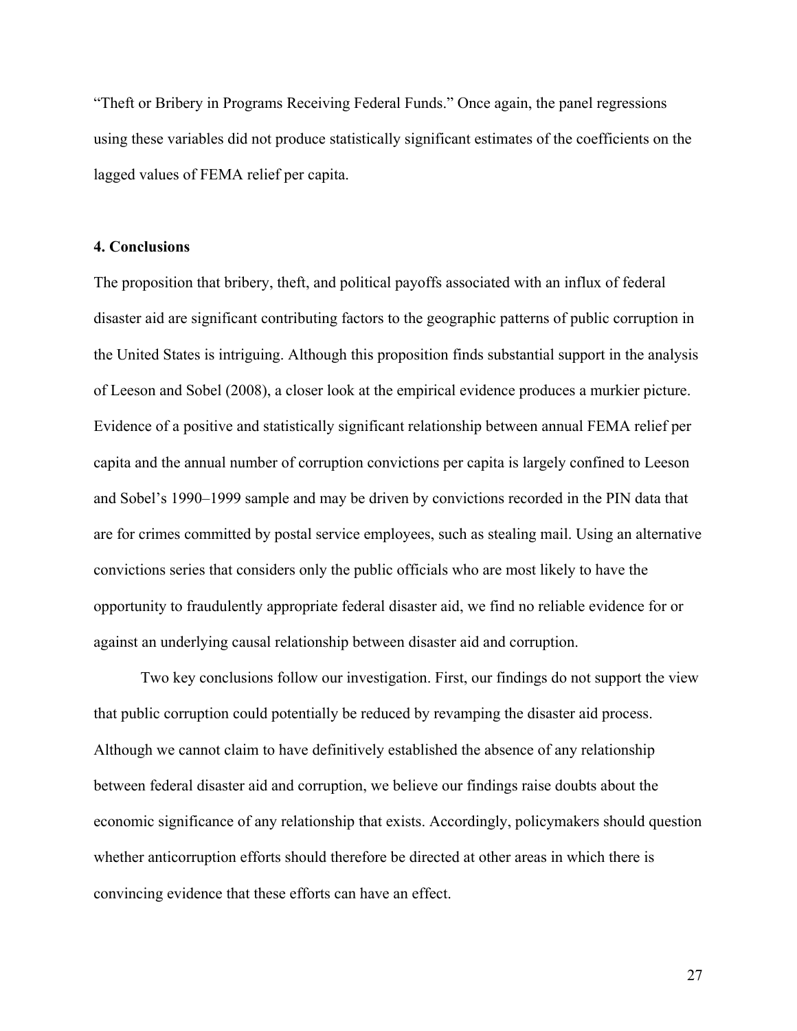“Theft or Bribery in Programs Receiving Federal Funds.” Once again, the panel regressions using these variables did not produce statistically significant estimates of the coefficients on the lagged values of FEMA relief per capita.

### 4. Conclusions

The proposition that bribery, theft, and political payoffs associated with an influx of federal disaster aid are significant contributing factors to the geographic patterns of public corruption in the United States is intriguing. Although this proposition finds substantial support in the analysis of Leeson and Sobel (2008), a closer look at the empirical evidence produces a murkier picture. Evidence of a positive and statistically significant relationship between annual FEMA relief per capita and the annual number of corruption convictions per capita is largely confined to Leeson and Sobel’s 1990–1999 sample and may be driven by convictions recorded in the PIN data that are for crimes committed by postal service employees, such as stealing mail. Using an alternative convictions series that considers only the public officials who are most likely to have the opportunity to fraudulently appropriate federal disaster aid, we find no reliable evidence for or against an underlying causal relationship between disaster aid and corruption.

Two key conclusions follow our investigation. First, our findings do not support the view that public corruption could potentially be reduced by revamping the disaster aid process. Although we cannot claim to have definitively established the absence of any relationship between federal disaster aid and corruption, we believe our findings raise doubts about the economic significance of any relationship that exists. Accordingly, policymakers should question whether anticorruption efforts should therefore be directed at other areas in which there is convincing evidence that these efforts can have an effect.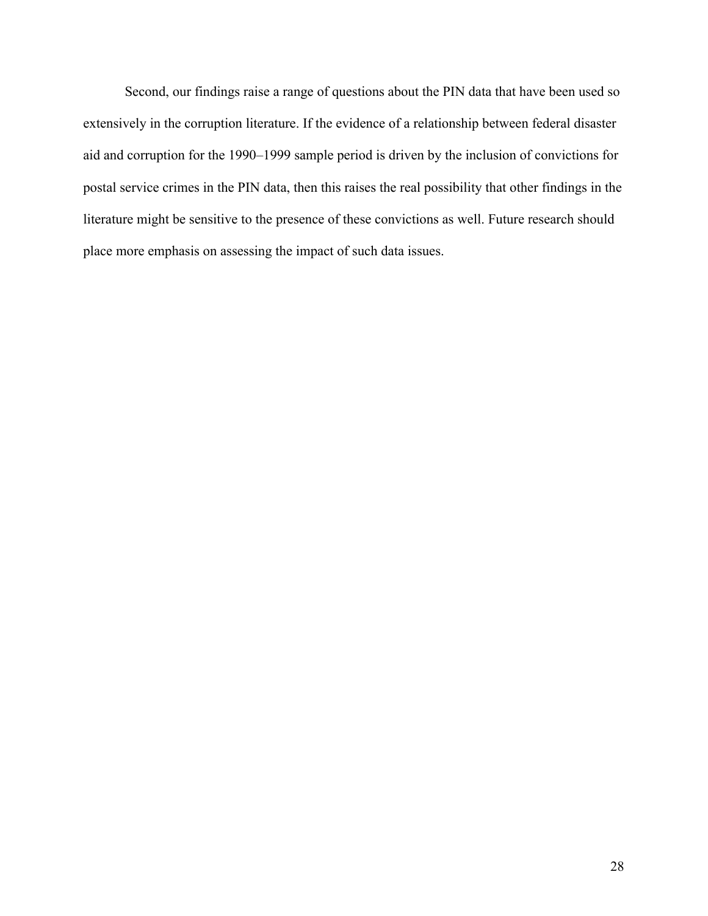Second, our findings raise a range of questions about the PIN data that have been used so extensively in the corruption literature. If the evidence of a relationship between federal disaster aid and corruption for the 1990–1999 sample period is driven by the inclusion of convictions for postal service crimes in the PIN data, then this raises the real possibility that other findings in the literature might be sensitive to the presence of these convictions as well. Future research should place more emphasis on assessing the impact of such data issues.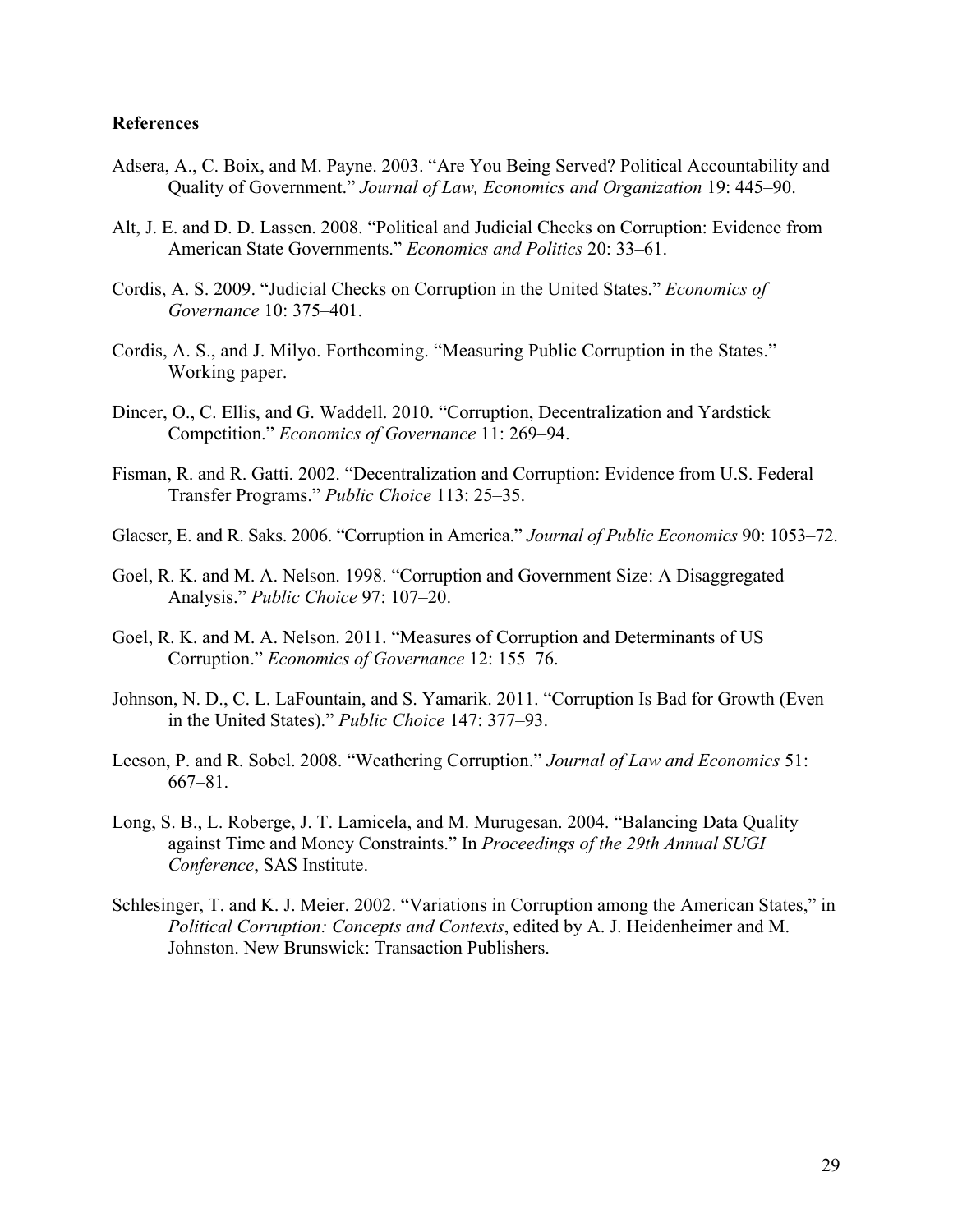**References**

Adsera, A., C. Boix, and M. Payne. 2003. "Are You Being Served? Political Accountability and Quality of Government." *Journal of Law, Economics and Organization* 19: 445–90.

Alt, J. E. and D. D. Lassen. 2008. "Political and Judicial Checks on Corruption: Evidence from American State Governments." *Economics and Politics* 20: 33–61.

Cordis, A. S. 2009. "Judicial Checks on Corruption in the United States." *Economics of Governance* 10: 375–401.

Cordis, A. S., and J. Milyo. Forthcoming. "Measuring Public Corruption in the States." Working paper.

Dincer, O., C. Ellis, and G. Waddell. 2010. "Corruption, Decentralization and Yardstick Competition." *Economics of Governance* 11: 269–94.

Fisman, R. and R. Gatti. 2002. "Decentralization and Corruption: Evidence from U.S. Federal Transfer Programs." *Public Choice* 113: 25–35.

Glaeser, E. and R. Saks. 2006. "Corruption in America." *Journal of Public Economics* 90: 1053–72.

Goel, R. K. and M. A. Nelson. 1998. "Corruption and Government Size: A Disaggregated Analysis." *Public Choice* 97: 107–20.

Goel, R. K. and M. A. Nelson. 2011. "Measures of Corruption and Determinants of US Corruption." *Economics of Governance* 12: 155–76.

Johnson, N. D., C. L. LaFountain, and S. Yamarik. 2011. "Corruption Is Bad for Growth (Even in the United States)." *Public Choice* 147: 377–93.

Leeson, P. and R. Sobel. 2008. "Weathering Corruption." *Journal of Law and Economics* 51: 667–81.

Long, S. B., L. Roberge, J. T. Lamicela, and M. Murugesan. 2004. "Balancing Data Quality against Time and Money Constraints." In *Proceedings of the 29th Annual SUGI Conference*, SAS Institute.

Schlesinger, T. and K. J. Meier. 2002. "Variations in Corruption among the American States," in *Political Corruption: Concepts and Contexts*, edited by A. J. Heidenheimer and M. Johnston. New Brunswick: Transaction Publishers.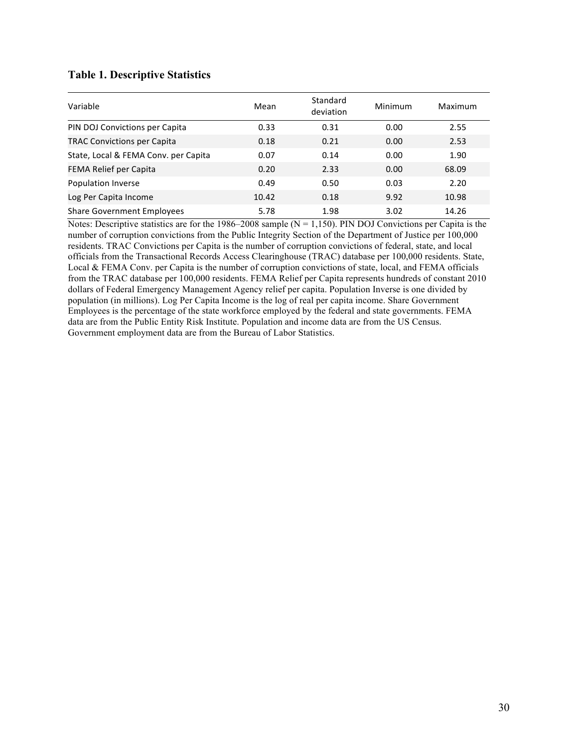**Table 1. Descriptive Statistics**

| Variable | Mean | Standard deviation | Minimum | Maximum |
|---|---|---|---|---|
| PIN DOJ Convictions per Capita | 0.33 | 0.31 | 0.00 | 2.55 |
| TRAC Convictions per Capita | 0.18 | 0.21 | 0.00 | 2.53 |
| State, Local & FEMA Conv. per Capita | 0.07 | 0.14 | 0.00 | 1.90 |
| FEMA Relief per Capita | 0.20 | 2.33 | 0.00 | 68.09 |
| Population Inverse | 0.49 | 0.50 | 0.03 | 2.20 |
| Log Per Capita Income | 10.42 | 0.18 | 9.92 | 10.98 |
| Share Government Employees | 5.78 | 1.98 | 3.02 | 14.26 |

Notes: Descriptive statistics are for the 1986–2008 sample (N = 1,150). PIN DOJ Convictions per Capita is the number of corruption convictions from the Public Integrity Section of the Department of Justice per 100,000 residents. TRAC Convictions per Capita is the number of corruption convictions of federal, state, and local officials from the Transactional Records Access Clearinghouse (TRAC) database per 100,000 residents. State, Local & FEMA Conv. per Capita is the number of corruption convictions of state, local, and FEMA officials from the TRAC database per 100,000 residents. FEMA Relief per Capita represents hundreds of constant 2010 dollars of Federal Emergency Management Agency relief per capita. Population Inverse is one divided by population (in millions). Log Per Capita Income is the log of real per capita income. Share Government Employees is the percentage of the state workforce employed by the federal and state governments. FEMA data are from the Public Entity Risk Institute. Population and income data are from the US Census. Government employment data are from the Bureau of Labor Statistics.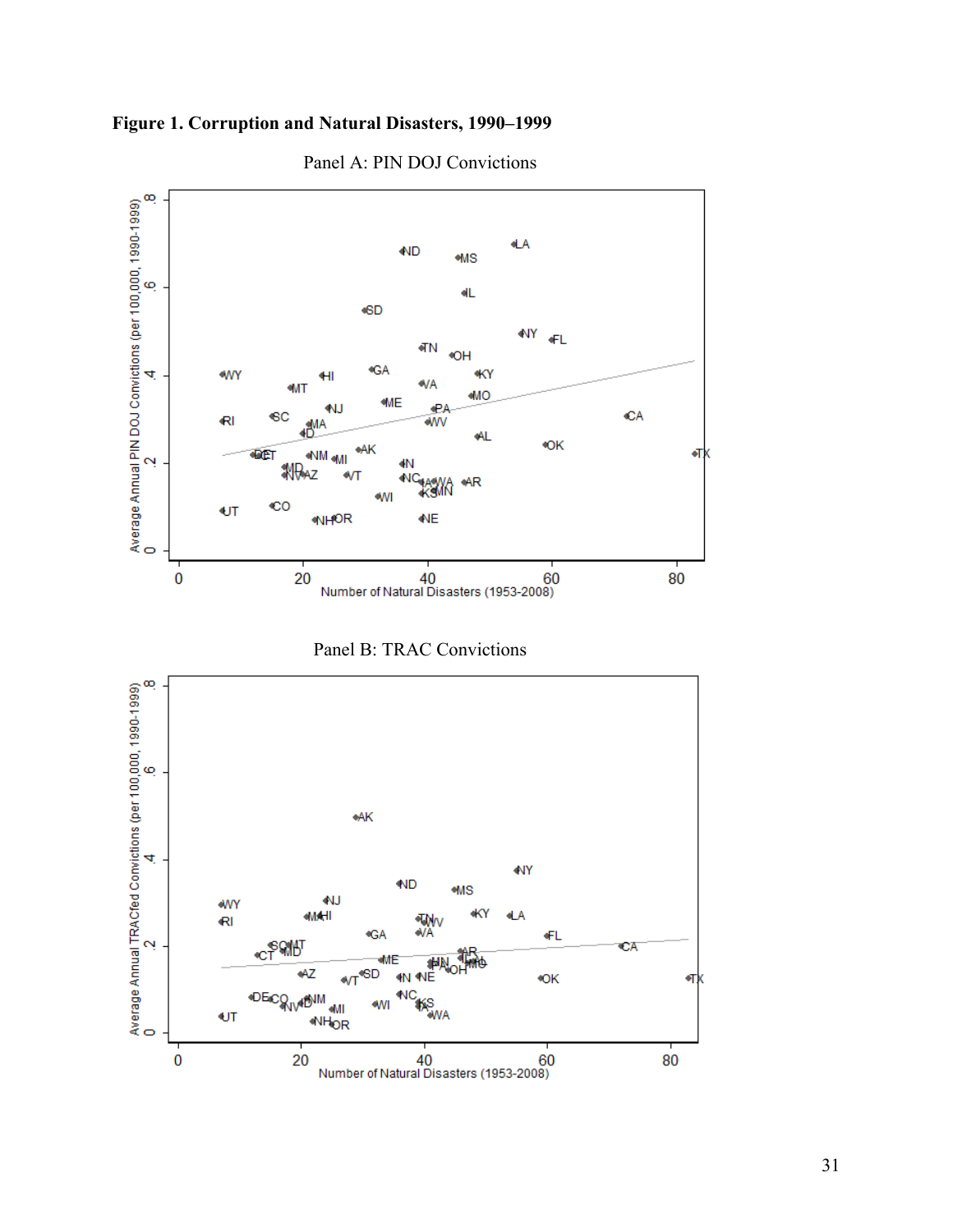**Figure 1. Corruption and Natural Disasters, 1990–1999**

Panel A: PIN DOJ Convictions

Panel B: TRAC Convictions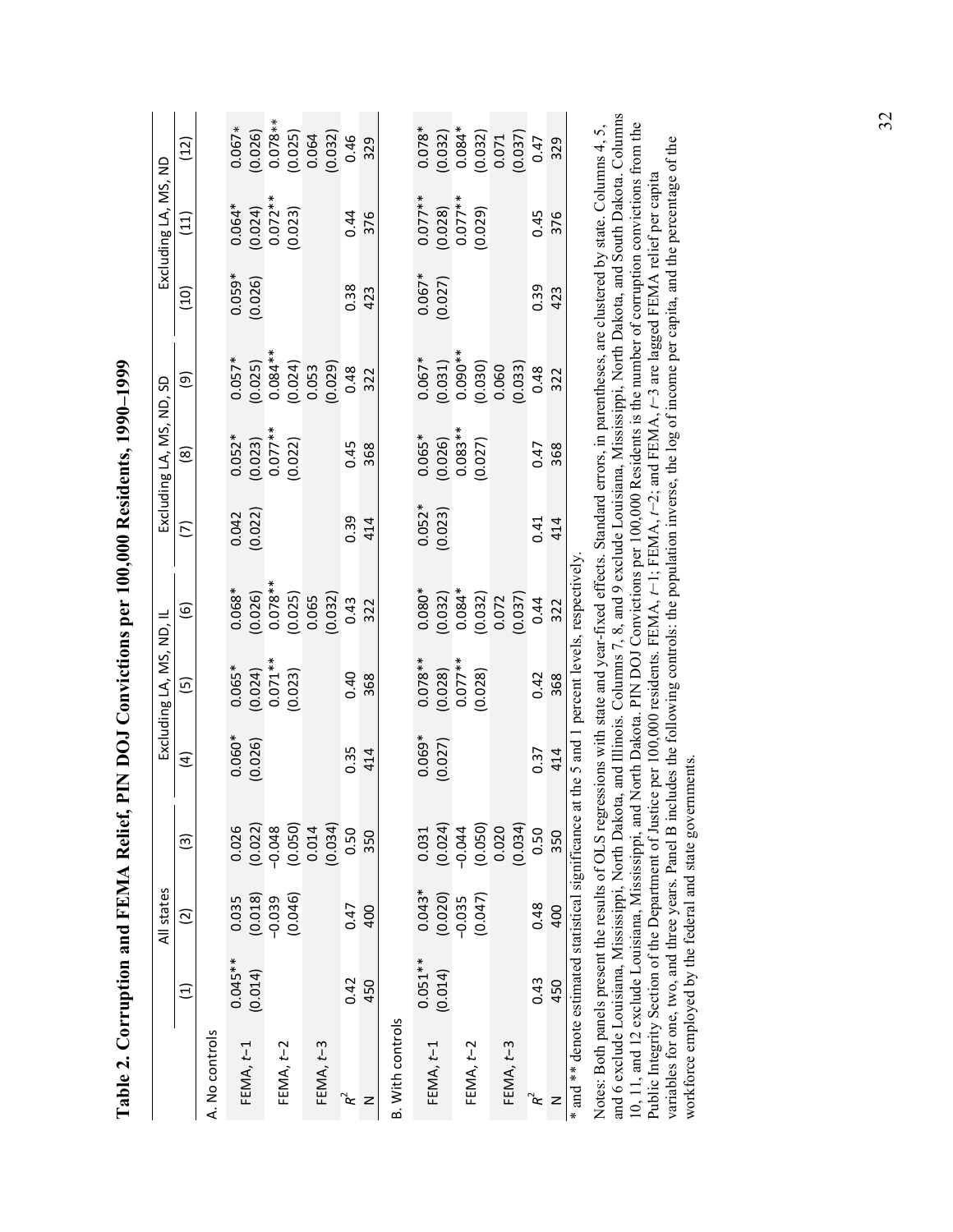**Table 2. Corruption and FEMA Relief, PIN DOJ Convictions per 100,000 Residents, 1990–1999**

| | All states | | | Excluding LA, MS, ND, IL | | | Excluding LA, MS, ND, SD | | | Excluding LA, MS, ND | | |
|---|---|---|---|---|---|---|---|---|---|---|---|---|
| | (1) | (2) | (3) | (4) | (5) | (6) | (7) | (8) | (9) | (10) | (11) | (12) |
| A. No controls | | | | | | | | | | | | |
| FEMA, $t-1$ | 0.045** | 0.035 | 0.026 | 0.060* | 0.065* | 0.068* | 0.042 | 0.052* | 0.057* | 0.059* | 0.064* | 0.067* |
| | (0.014) | (0.018) | (0.022) | (0.026) | (0.024) | (0.026) | (0.022) | (0.023) | (0.025) | (0.026) | (0.024) | (0.026) |
| FEMA, $t-2$ | | −0.039 | −0.048 | | 0.071** | 0.078** | | 0.077** | 0.084** | | 0.072** | 0.078** |
| | | (0.046) | (0.050) | | (0.023) | (0.025) | | (0.022) | (0.024) | | (0.023) | (0.025) |
| FEMA, $t-3$ | | | 0.014 | | | 0.065 | | | 0.053 | | | 0.064 |
| | | | (0.034) | | | (0.032) | | | (0.029) | | | (0.032) |
| $R^2$ | 0.42 | 0.47 | 0.50 | 0.35 | 0.40 | 0.43 | 0.39 | 0.45 | 0.48 | 0.38 | 0.44 | 0.46 |
| N | 450 | 400 | 350 | 414 | 368 | 322 | 414 | 368 | 322 | 423 | 376 | 329 |
| B. With controls | | | | | | | | | | | | |
| FEMA, $t-1$ | 0.051** | 0.043* | 0.031 | 0.069* | 0.078** | 0.080* | 0.052* | 0.065* | 0.067* | 0.067* | 0.077** | 0.078* |
| | (0.014) | (0.020) | (0.024) | (0.027) | (0.028) | (0.032) | (0.023) | (0.026) | (0.031) | (0.027) | (0.028) | (0.032) |
| FEMA, $t-2$ | | −0.035 | −0.044 | | 0.077** | 0.084* | | 0.083** | 0.090** | | 0.077** | 0.084* |
| | | (0.047) | (0.050) | | (0.028) | (0.032) | | (0.027) | (0.030) | | (0.029) | (0.032) |
| FEMA, $t-3$ | | | 0.020 | | | 0.072 | | | 0.060 | | | 0.071 |
| | | | (0.034) | | | (0.037) | | | (0.033) | | | (0.037) |
| $R^2$ | 0.43 | 0.48 | 0.50 | 0.37 | 0.42 | 0.44 | 0.41 | 0.47 | 0.48 | 0.39 | 0.45 | 0.47 |
| N | 450 | 400 | 350 | 414 | 368 | 322 | 414 | 368 | 322 | 423 | 376 | 329 |

* and ** denote estimated statistical significance at the 5 and 1 percent levels, respectively.

Notes: Both panels present the results of OLS regressions with state and year-fixed effects. Standard errors, in parentheses, are clustered by state. Columns 4, 5, and 6 exclude Louisiana, Mississippi, North Dakota, and Illinois. Columns 7, 8, and 9 exclude Louisiana, Mississippi, North Dakota, and South Dakota. Columns 10, 11, and 12 exclude Louisiana, Mississippi, and North Dakota. PIN DOJ Convictions per 100,000 Residents is the number of corruption convictions from the Public Integrity Section of the Department of Justice per 100,000 residents. FEMA, $t-1$; FEMA, $t-2$; and FEMA, $t-3$ are lagged FEMA relief per capita variables for one, two, and three years. Panel B includes the following controls: the population inverse, the log of income per capita, and the percentage of the workforce employed by the federal and state governments.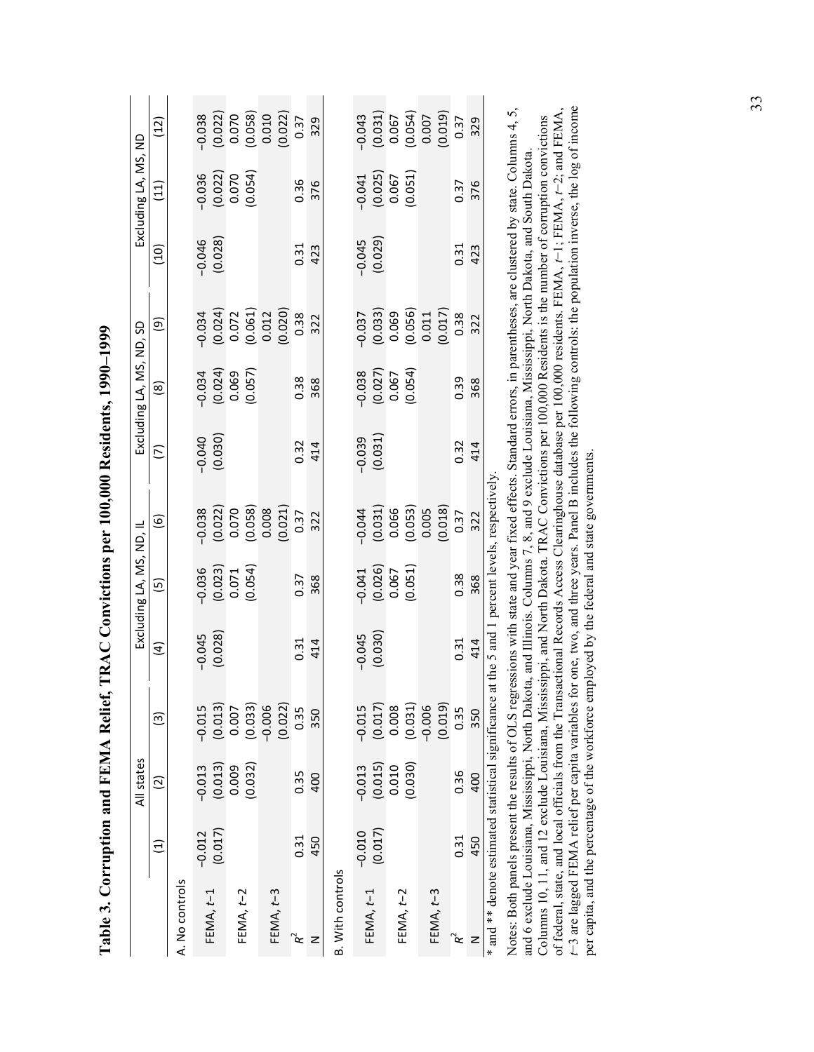# Table 3. Corruption and FEMA Relief, TRAC Convictions per 100,000 Residents, 1990–1999

| | All states | | | Excluding LA, MS, ND, IL | | | Excluding LA, MS, ND, SD | | | Excluding LA, MS, ND | | |
|---|---|---|---|---|---|---|---|---|---|---|---|---|
| | (1) | (2) | (3) | (4) | (5) | (6) | (7) | (8) | (9) | (10) | (11) | (12) |
| **A. No controls** | | | | | | | | | | | | |
| FEMA, $t$−1 | −0.012 | −0.013 | −0.015 | −0.045 | −0.036 | −0.038 | −0.040 | −0.034 | −0.034 | −0.046 | −0.036 | −0.038 |
| | (0.017) | (0.013) | (0.013) | (0.028) | (0.023) | (0.022) | (0.030) | (0.024) | (0.024) | (0.028) | (0.022) | (0.022) |
| FEMA, $t$−2 | | 0.009 | 0.007 | | 0.071 | 0.070 | | 0.069 | 0.072 | | 0.070 | 0.070 |
| | | (0.032) | (0.033) | | (0.054) | (0.058) | | (0.057) | (0.061) | | (0.054) | (0.058) |
| FEMA, $t$−3 | | | −0.006 | | | 0.008 | | | 0.012 | | | 0.010 |
| | | | (0.022) | | | (0.021) | | | (0.020) | | | (0.022) |
| $R^2$ | 0.31 | 0.35 | 0.35 | 0.31 | 0.37 | 0.37 | 0.32 | 0.38 | 0.38 | 0.31 | 0.36 | 0.37 |
| N | 450 | 400 | 350 | 414 | 368 | 322 | 414 | 368 | 322 | 423 | 376 | 329 |
| **B. With controls** | | | | | | | | | | | | |
| FEMA, $t$−1 | −0.010 | −0.013 | −0.015 | −0.045 | −0.041 | −0.044 | −0.039 | −0.038 | −0.037 | −0.045 | −0.041 | −0.043 |
| | (0.017) | (0.015) | (0.017) | (0.030) | (0.026) | (0.031) | (0.031) | (0.027) | (0.033) | (0.029) | (0.025) | (0.031) |
| FEMA, $t$−2 | | 0.010 | 0.008 | | 0.067 | 0.066 | | 0.067 | 0.069 | | 0.067 | 0.067 |
| | | (0.030) | (0.031) | | (0.051) | (0.053) | | (0.054) | (0.056) | | (0.051) | (0.054) |
| FEMA, $t$−3 | | | −0.006 | | | 0.005 | | | 0.011 | | | 0.007 |
| | | | (0.019) | | | (0.018) | | | (0.017) | | | (0.019) |
| $R^2$ | 0.31 | 0.36 | 0.35 | 0.31 | 0.38 | 0.37 | 0.32 | 0.39 | 0.38 | 0.31 | 0.37 | 0.37 |
| N | 450 | 400 | 350 | 414 | 368 | 322 | 414 | 368 | 322 | 423 | 376 | 329 |

\* and \*\* denote estimated statistical significance at the 5 and 1 percent levels, respectively.

Notes: Both panels present the results of OLS regressions with state and year fixed effects. Standard errors, in parentheses, are clustered by state. Columns 4, 5, and 6 exclude Louisiana, Mississippi, North Dakota, and Illinois. Columns 7, 8, and 9 exclude Louisiana, Mississippi, North Dakota, and South Dakota. Columns 10, 11, and 12 exclude Louisiana, Mississippi, and North Dakota. TRAC Convictions per 100,000 Residents is the number of corruption convictions of federal, state, and local officials from the Transactional Records Access Clearinghouse database per 100,000 residents. FEMA, $t$−1; FEMA, $t$−2; and FEMA, $t$−3 are lagged FEMA relief per capita variables for one, two, and three years. Panel B includes the following controls: the population inverse, the log of income per capita, and the percentage of the workforce employed by the federal and state governments.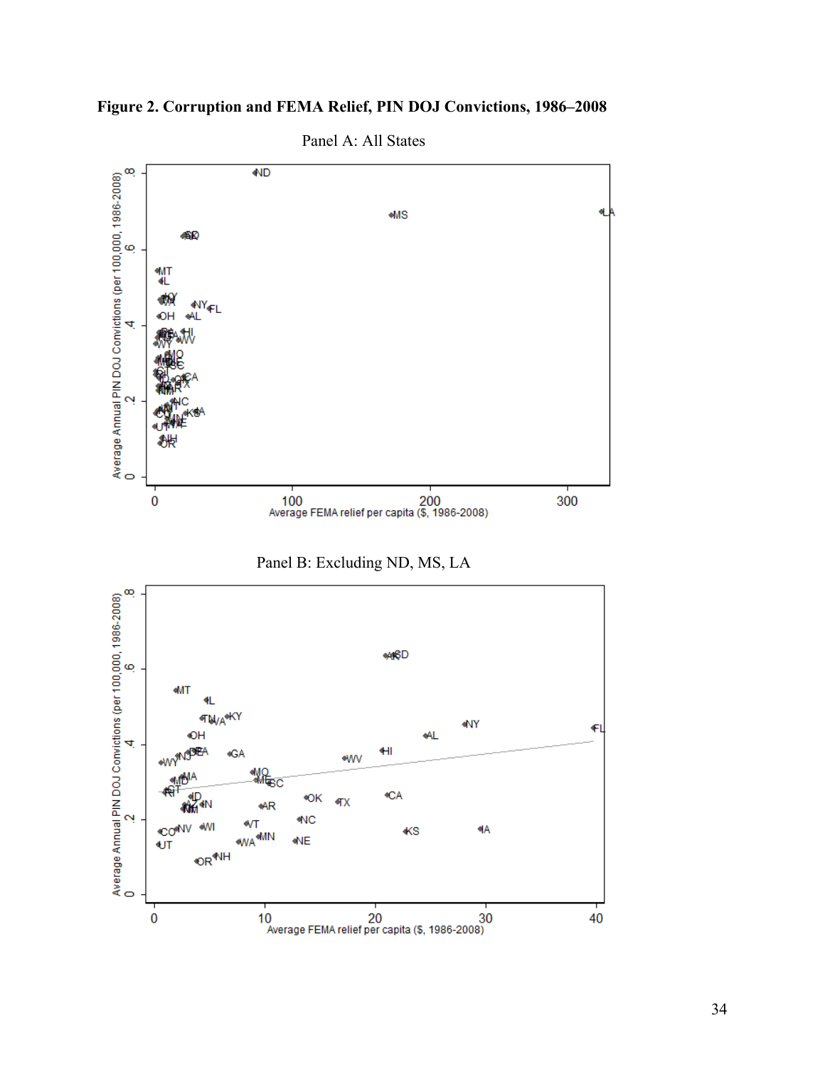**Figure 2. Corruption and FEMA Relief, PIN DOJ Convictions, 1986–2008**

Panel A: All States

Panel B: Excluding ND, MS, LA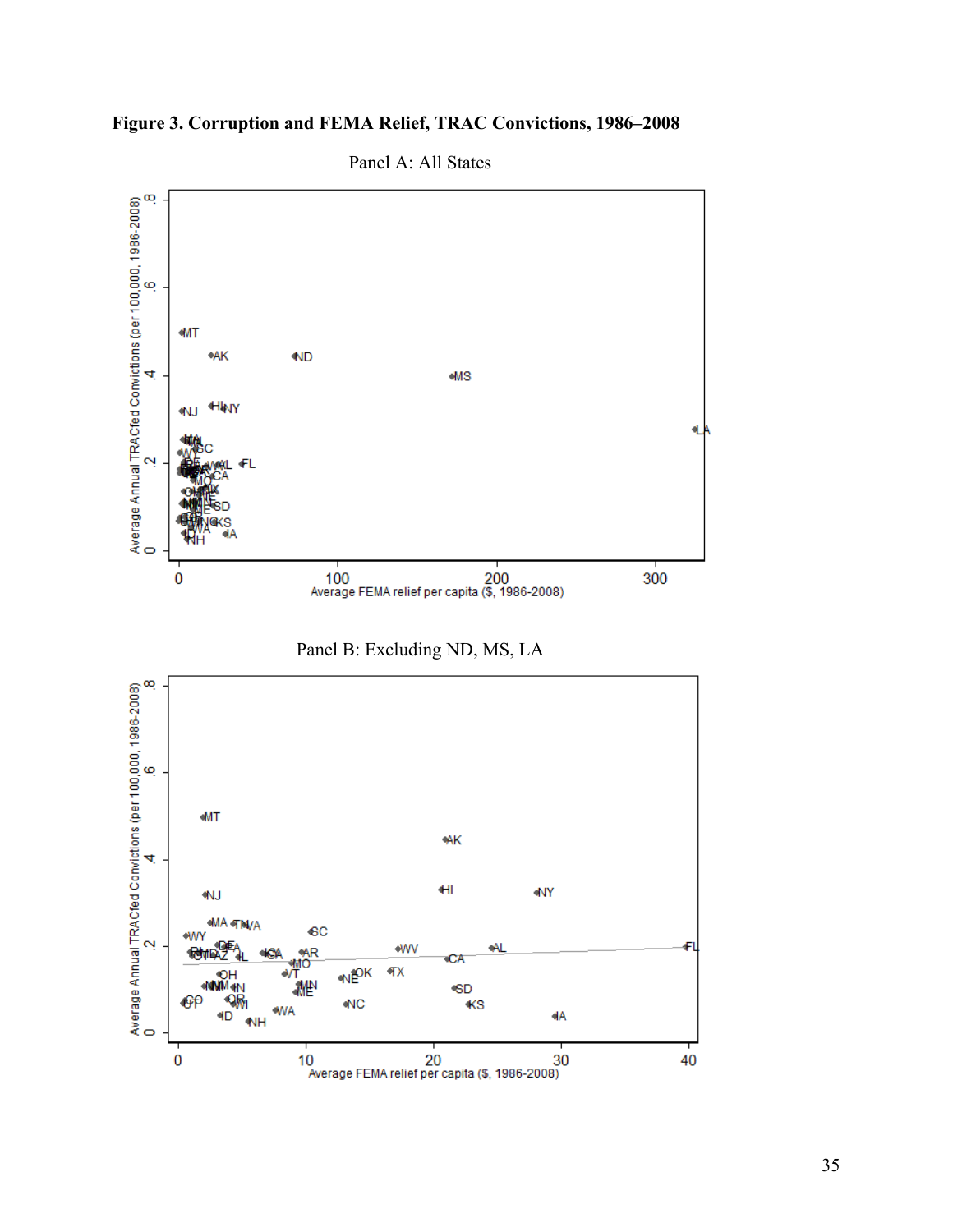**Figure 3. Corruption and FEMA Relief, TRAC Convictions, 1986–2008**

Panel A: All States

Panel B: Excluding ND, MS, LA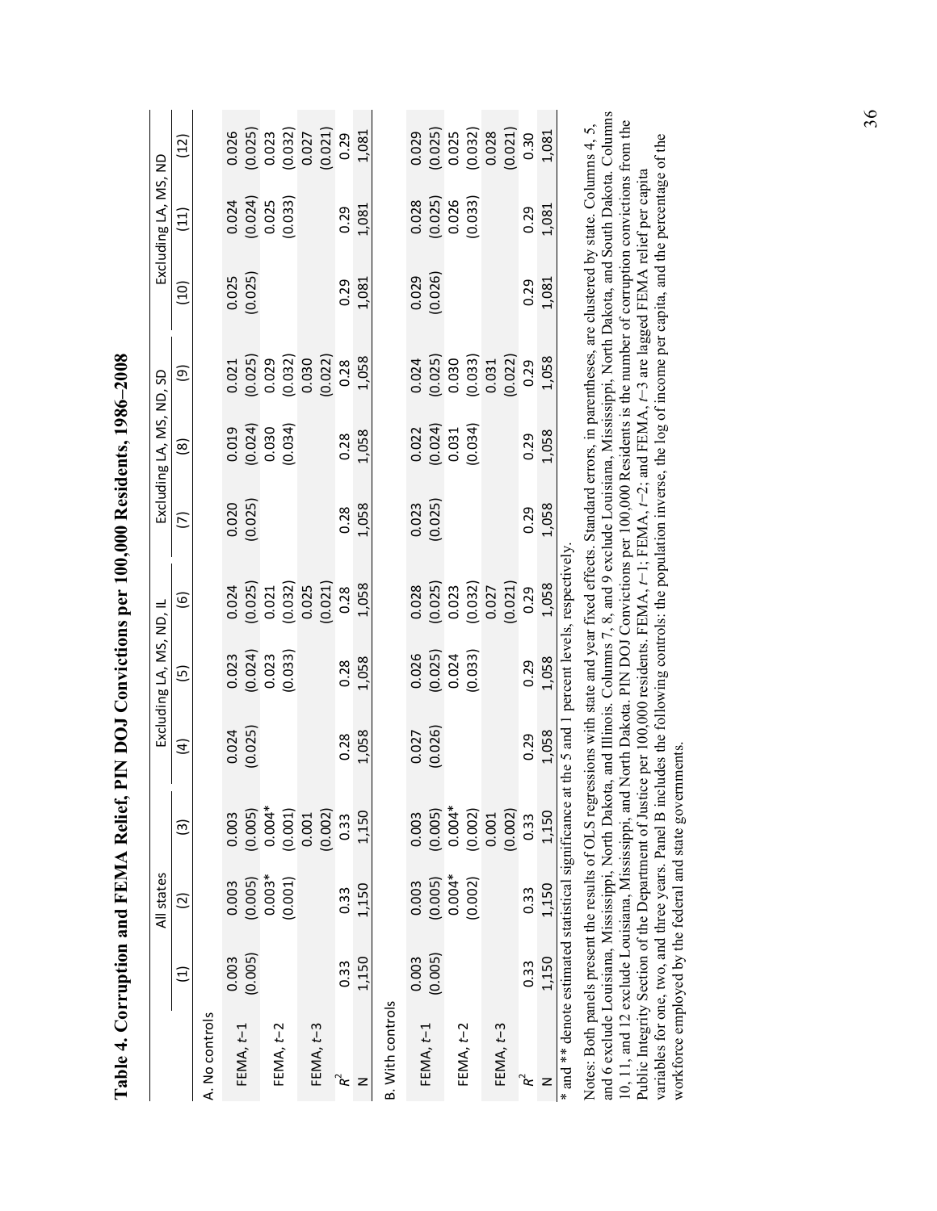# Table 4. Corruption and FEMA Relief, PIN DOJ Convictions per 100,000 Residents, 1986–2008

| | All states | | | Excluding LA, MS, ND, IL | | | Excluding LA, MS, ND, SD | | | Excluding LA, MS, ND | | |
|---|---|---|---|---|---|---|---|---|---|---|---|---|
| | (1) | (2) | (3) | (4) | (5) | (6) | (7) | (8) | (9) | (10) | (11) | (12) |
| A. No controls | | | | | | | | | | | | |
| FEMA, $t-1$ | 0.003 | 0.003 | 0.003 | 0.024 | 0.023 | 0.024 | 0.020 | 0.019 | 0.021 | 0.025 | 0.024 | 0.026 |
| | (0.005) | (0.005) | (0.005) | (0.025) | (0.024) | (0.025) | (0.025) | (0.024) | (0.025) | (0.025) | (0.024) | (0.025) |
| FEMA, $t-2$ | | 0.003* | 0.004* | | 0.023 | 0.021 | | 0.030 | 0.029 | | 0.025 | 0.023 |
| | | (0.001) | (0.001) | | (0.033) | (0.032) | | (0.034) | (0.032) | | (0.033) | (0.032) |
| FEMA, $t-3$ | | | 0.001 | | | 0.025 | | | 0.030 | | | 0.027 |
| | | | (0.002) | | | (0.021) | | | (0.022) | | | (0.021) |
| $R^2$ | 0.33 | 0.33 | 0.33 | 0.28 | 0.28 | 0.28 | 0.28 | 0.28 | 0.28 | 0.29 | 0.29 | 0.29 |
| N | 1,150 | 1,150 | 1,150 | 1,058 | 1,058 | 1,058 | 1,058 | 1,058 | 1,058 | 1,081 | 1,081 | 1,081 |
| B. With controls | | | | | | | | | | | | |
| FEMA, $t-1$ | 0.003 | 0.003 | 0.003 | 0.027 | 0.026 | 0.028 | 0.023 | 0.022 | 0.024 | 0.029 | 0.028 | 0.029 |
| | (0.005) | (0.005) | (0.005) | (0.026) | (0.025) | (0.025) | (0.025) | (0.024) | (0.025) | (0.026) | (0.025) | (0.025) |
| FEMA, $t-2$ | | 0.004* | 0.004* | | 0.024 | 0.023 | | 0.031 | 0.030 | | 0.026 | 0.025 |
| | | (0.002) | (0.002) | | (0.033) | (0.032) | | (0.034) | (0.033) | | (0.033) | (0.032) |
| FEMA, $t-3$ | | | 0.001 | | | 0.027 | | | 0.031 | | | 0.028 |
| | | | (0.002) | | | (0.021) | | | (0.022) | | | (0.021) |
| $R^2$ | 0.33 | 0.33 | 0.33 | 0.29 | 0.29 | 0.29 | 0.29 | 0.29 | 0.29 | 0.29 | 0.29 | 0.30 |
| N | 1,150 | 1,150 | 1,150 | 1,058 | 1,058 | 1,058 | 1,058 | 1,058 | 1,058 | 1,081 | 1,081 | 1,081 |

\* and \*\* denote estimated statistical significance at the 5 and 1 percent levels, respectively.

Notes: Both panels present the results of OLS regressions with state and year fixed effects. Standard errors, in parentheses, are clustered by state. Columns 4, 5, and 6 exclude Louisiana, Mississippi, North Dakota, and Illinois. Columns 7, 8, and 9 exclude Louisiana, Mississippi, North Dakota, and South Dakota. Columns 10, 11, and 12 exclude Louisiana, Mississippi, and North Dakota. PIN DOJ Convictions per 100,000 Residents is the number of corruption convictions from the Public Integrity Section of the Department of Justice per 100,000 residents. FEMA, $t-1$; FEMA, $t-2$; and FEMA, $t-3$ are lagged FEMA relief per capita variables for one, two, and three years. Panel B includes the following controls: the population inverse, the log of income per capita, and the percentage of the workforce employed by the federal and state governments.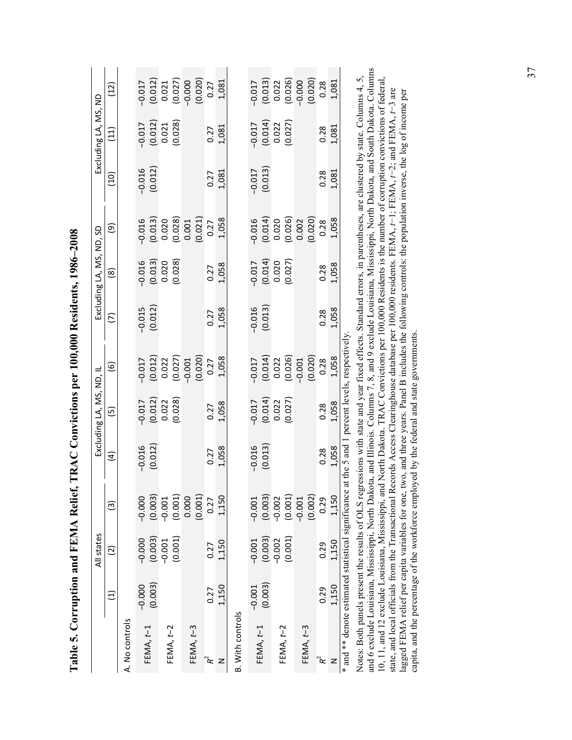# Table 5. Corruption and FEMA Relief, TRAC Convictions per 100,000 Residents, 1986–2008

| | All states | | | Excluding LA, MS, ND, IL | | | Excluding LA, MS, ND, SD | | | Excluding LA, MS, ND | | |
|---|---|---|---|---|---|---|---|---|---|---|---|---|
| | (1) | (2) | (3) | (4) | (5) | (6) | (7) | (8) | (9) | (10) | (11) | (12) |
| A. No controls | | | | | | | | | | | | |
| FEMA, $t$−1 | −0.000 | −0.000 | −0.000 | −0.016 | −0.017 | −0.017 | −0.015 | −0.016 | −0.016 | −0.016 | −0.017 | −0.017 |
| | (0.003) | (0.003) | (0.003) | (0.012) | (0.012) | (0.012) | (0.012) | (0.013) | (0.013) | (0.012) | (0.012) | (0.012) |
| FEMA, $t$−2 | | −0.001 | −0.001 | | 0.022 | 0.022 | | 0.020 | 0.020 | | 0.021 | 0.021 |
| | | (0.001) | (0.001) | | (0.028) | (0.027) | | (0.028) | (0.028) | | (0.028) | (0.027) |
| FEMA, $t$−3 | | | 0.000 | | | −0.001 | | | 0.001 | | | −0.000 |
| | | | (0.001) | | | (0.020) | | | (0.021) | | | (0.020) |
| $R^2$ | 0.27 | 0.27 | 0.27 | 0.27 | 0.27 | 0.27 | 0.27 | 0.27 | 0.27 | 0.27 | 0.27 | 0.27 |
| N | 1,150 | 1,150 | 1,150 | 1,058 | 1,058 | 1,058 | 1,058 | 1,058 | 1,058 | 1,081 | 1,081 | 1,081 |
| B. With controls | | | | | | | | | | | | |
| FEMA, $t$−1 | −0.001 | −0.001 | −0.001 | −0.016 | −0.017 | −0.017 | −0.016 | −0.017 | −0.016 | −0.017 | −0.017 | −0.017 |
| | (0.003) | (0.003) | (0.003) | (0.013) | (0.014) | (0.014) | (0.013) | (0.014) | (0.014) | (0.013) | (0.014) | (0.013) |
| FEMA, $t$−2 | | −0.002 | −0.002 | | 0.022 | 0.022 | | 0.020 | 0.020 | | 0.022 | 0.022 |
| | | (0.001) | (0.001) | | (0.027) | (0.026) | | (0.027) | (0.026) | | (0.027) | (0.026) |
| FEMA, $t$−3 | | | −0.001 | | | −0.001 | | | 0.002 | | | −0.000 |
| | | | (0.002) | | | (0.020) | | | (0.020) | | | (0.020) |
| $R^2$ | 0.29 | 0.29 | 0.29 | 0.28 | 0.28 | 0.28 | 0.28 | 0.28 | 0.28 | 0.28 | 0.28 | 0.28 |
| N | 1,150 | 1,150 | 1,150 | 1,058 | 1,058 | 1,058 | 1,058 | 1,058 | 1,058 | 1,081 | 1,081 | 1,081 |

\* and \*\* denote estimated statistical significance at the 5 and 1 percent levels, respectively.

Notes: Both panels present the results of OLS regressions with state and year fixed effects. Standard errors, in parentheses, are clustered by state. Columns 4, 5, and 6 exclude Louisiana, Mississippi, North Dakota, and Illinois. Columns 7, 8, and 9 exclude Louisiana, Mississippi, North Dakota, and South Dakota. Columns 10, 11, and 12 exclude Louisiana, Mississippi, and North Dakota. TRAC Convictions per 100,000 Residents is the number of corruption convictions of federal, state, and local officials from the Transactional Records Access Clearinghouse database per 100,000 residents. FEMA, $t$−1; FEMA, $t$−2; and FEMA, $t$−3 are lagged FEMA relief per capita variables for one, two, and three years. Panel B includes the following controls: the population inverse, the log of income per capita, and the percentage of the workforce employed by the federal and state governments.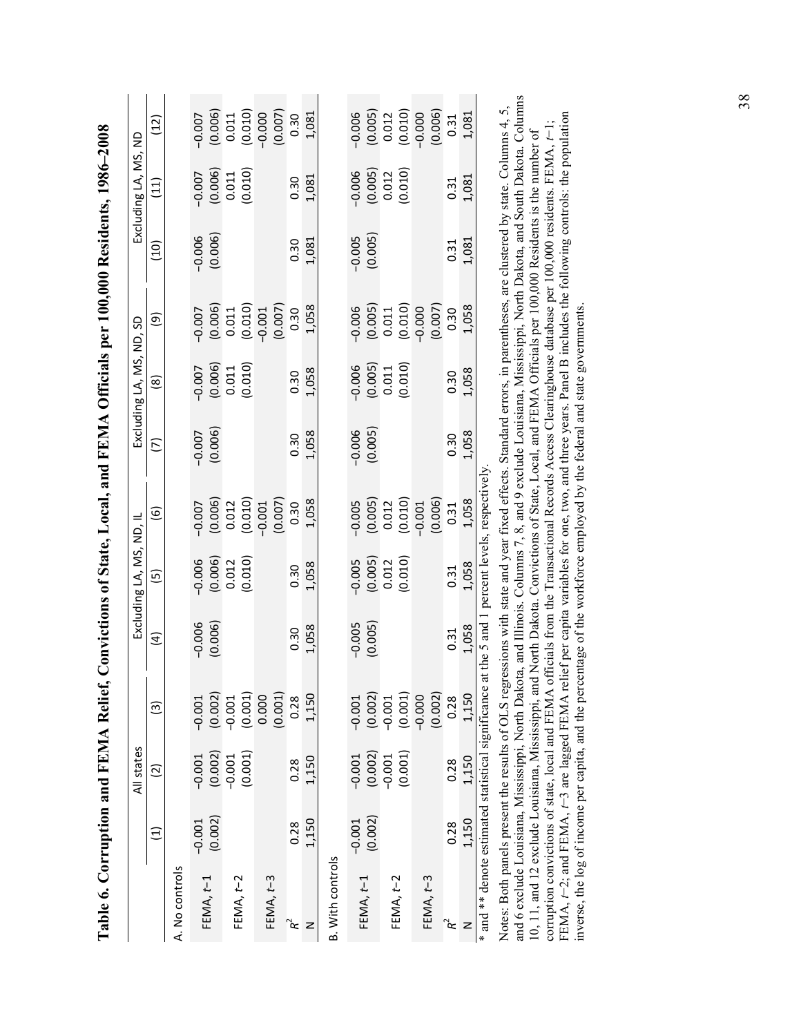# Table 6. Corruption and FEMA Relief, Convictions of State, Local, and FEMA Officials per 100,000 Residents, 1986–2008

| | All states | | | Excluding LA, MS, ND, IL | | | Excluding LA, MS, ND, SD | | | Excluding LA, MS, ND | | |
|---|---|---|---|---|---|---|---|---|---|---|---|---|
| | (1) | (2) | (3) | (4) | (5) | (6) | (7) | (8) | (9) | (10) | (11) | (12) |
| **A. No controls** | | | | | | | | | | | | |
| FEMA, $t$−1 | −0.001 | −0.001 | −0.001 | −0.006 | −0.006 | −0.007 | −0.007 | −0.007 | −0.007 | −0.006 | −0.007 | −0.007 |
| | (0.002) | (0.002) | (0.002) | (0.006) | (0.006) | (0.006) | (0.006) | (0.006) | (0.006) | (0.006) | (0.006) | (0.006) |
| FEMA, $t$−2 | | −0.001 | −0.001 | | 0.012 | 0.012 | | 0.011 | 0.011 | | 0.011 | 0.011 |
| | | (0.001) | (0.001) | | (0.010) | (0.010) | | (0.010) | (0.010) | | (0.010) | (0.010) |
| FEMA, $t$−3 | | | 0.000 | | | −0.001 | | | −0.001 | | | −0.000 |
| | | | (0.001) | | | (0.007) | | | (0.007) | | | (0.007) |
| $R^2$ | 0.28 | 0.28 | 0.28 | 0.30 | 0.30 | 0.30 | 0.30 | 0.30 | 0.30 | 0.30 | 0.30 | 0.30 |
| N | 1,150 | 1,150 | 1,150 | 1,058 | 1,058 | 1,058 | 1,058 | 1,058 | 1,058 | 1,081 | 1,081 | 1,081 |
| **B. With controls** | | | | | | | | | | | | |
| FEMA, $t$−1 | −0.001 | −0.001 | −0.001 | −0.005 | −0.005 | −0.005 | −0.006 | −0.006 | −0.006 | −0.005 | −0.006 | −0.006 |
| | (0.002) | (0.002) | (0.002) | (0.005) | (0.005) | (0.005) | (0.005) | (0.005) | (0.005) | (0.005) | (0.005) | (0.005) |
| FEMA, $t$−2 | | −0.001 | −0.001 | | 0.012 | 0.012 | | 0.011 | 0.011 | | 0.012 | 0.012 |
| | | (0.001) | (0.001) | | (0.010) | (0.010) | | (0.010) | (0.010) | | (0.010) | (0.010) |
| FEMA, $t$−3 | | | −0.000 | | | −0.001 | | | −0.000 | | | −0.000 |
| | | | (0.002) | | | (0.006) | | | (0.007) | | | (0.006) |
| $R^2$ | 0.28 | 0.28 | 0.28 | 0.31 | 0.31 | 0.31 | 0.30 | 0.30 | 0.30 | 0.31 | 0.31 | 0.31 |
| N | 1,150 | 1,150 | 1,150 | 1,058 | 1,058 | 1,058 | 1,058 | 1,058 | 1,058 | 1,081 | 1,081 | 1,081 |

* and ** denote estimated statistical significance at the 5 and 1 percent levels, respectively.

Notes: Both panels present the results of OLS regressions with state and year fixed effects. Standard errors, in parentheses, are clustered by state. Columns 4, 5, and 6 exclude Louisiana, Mississippi, North Dakota, and Illinois. Columns 7, 8, and 9 exclude Louisiana, Mississippi, North Dakota, and South Dakota. Columns 10, 11, and 12 exclude Louisiana, Mississippi, and North Dakota. Convictions of State, Local, and FEMA Officials per 100,000 Residents is the number of corruption convictions of state, local and FEMA officials from the Transactional Records Access Clearinghouse database per 100,000 residents. FEMA, $t$−1; FEMA, $t$−2; and FEMA, $t$−3 are lagged FEMA relief per capita variables for one, two, and three years. Panel B includes the following controls: the population inverse, the log of income per capita, and the percentage of the workforce employed by the federal and state governments.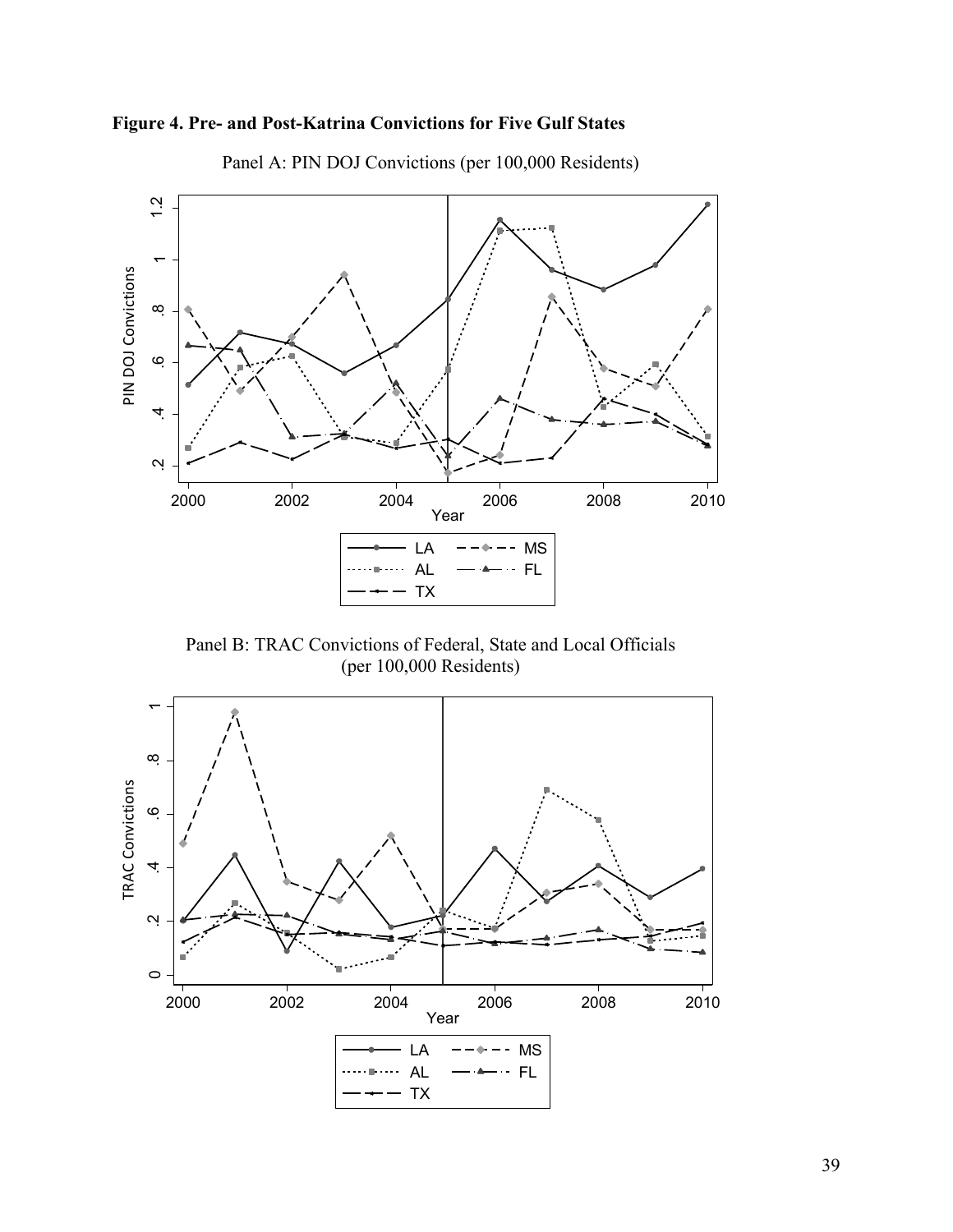**Figure 4. Pre- and Post-Katrina Convictions for Five Gulf States**

Panel A: PIN DOJ Convictions (per 100,000 Residents)

Panel B: TRAC Convictions of Federal, State and Local Officials (per 100,000 Residents)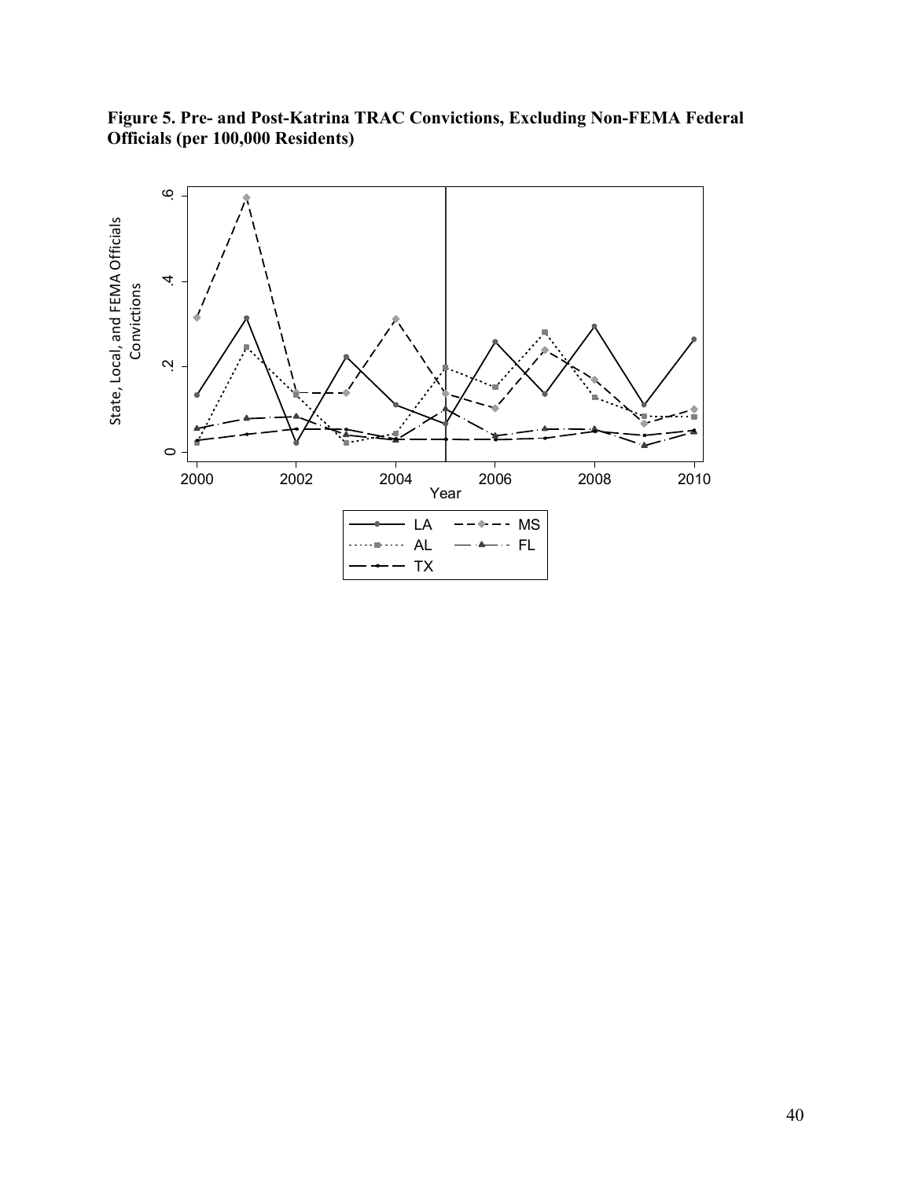**Figure 5. Pre- and Post-Katrina TRAC Convictions, Excluding Non-FEMA Federal Officials (per 100,000 Residents)**

State, Local, and FEMA Officials Convictions

0
.2
.4
.6

2000
2002
2004
2006
2008
2010

Year

LA
MS
AL
FL
TX